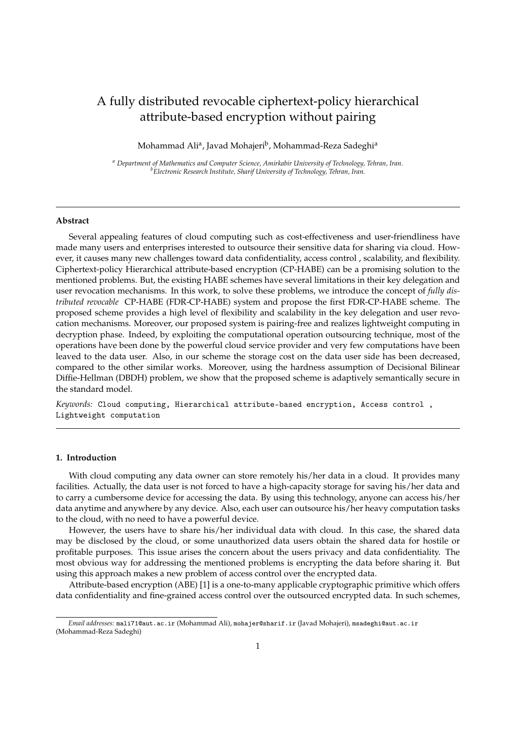# A fully distributed revocable ciphertext-policy hierarchical attribute-based encryption without pairing

Mohammad Ali[a], Javad Mohajeri[b], Mohammad-Reza Sadeghi[a]

[a] *Department of Mathematics and Computer Science, Amirkabir University of Technology, Tehran, Iran.*
[b] *Electronic Research Institute, Sharif University of Technology, Tehran, Iran.*

---

**Abstract**

Several appealing features of cloud computing such as cost-effectiveness and user-friendliness have made many users and enterprises interested to outsource their sensitive data for sharing via cloud. However, it causes many new challenges toward data confidentiality, access control , scalability, and flexibility. Ciphertext-policy Hierarchical attribute-based encryption (CP-HABE) can be a promising solution to the mentioned problems. But, the existing HABE schemes have several limitations in their key delegation and user revocation mechanisms. In this work, to solve these problems, we introduce the concept of *fully distributed revocable* CP-HABE (FDR-CP-HABE) system and propose the first FDR-CP-HABE scheme. The proposed scheme provides a high level of flexibility and scalability in the key delegation and user revocation mechanisms. Moreover, our proposed system is pairing-free and realizes lightweight computing in decryption phase. Indeed, by exploiting the computational operation outsourcing technique, most of the operations have been done by the powerful cloud service provider and very few computations have been leaved to the data user. Also, in our scheme the storage cost on the data user side has been decreased, compared to the other similar works. Moreover, using the hardness assumption of Decisional Bilinear Diffie-Hellman (DBDH) problem, we show that the proposed scheme is adaptively semantically secure in the standard model.

*Keywords:* `Cloud computing, Hierarchical attribute-based encryption, Access control , Lightweight computation`

---

## 1. Introduction

With cloud computing any data owner can store remotely his/her data in a cloud. It provides many facilities. Actually, the data user is not forced to have a high-capacity storage for saving his/her data and to carry a cumbersome device for accessing the data. By using this technology, anyone can access his/her data anytime and anywhere by any device. Also, each user can outsource his/her heavy computation tasks to the cloud, with no need to have a powerful device.

However, the users have to share his/her individual data with cloud. In this case, the shared data may be disclosed by the cloud, or some unauthorized data users obtain the shared data for hostile or profitable purposes. This issue arises the concern about the users privacy and data confidentiality. The most obvious way for addressing the mentioned problems is encrypting the data before sharing it. But using this approach makes a new problem of access control over the encrypted data.

Attribute-based encryption (ABE) [1] is a one-to-many applicable cryptographic primitive which offers data confidentiality and fine-grained access control over the outsourced encrypted data. In such schemes,

---

*Email addresses:* `mali71@aut.ac.ir` (Mohammad Ali), `mohajer@sharif.ir` (Javad Mohajeri), `msadeghi@aut.ac.ir` (Mohammad-Reza Sadeghi)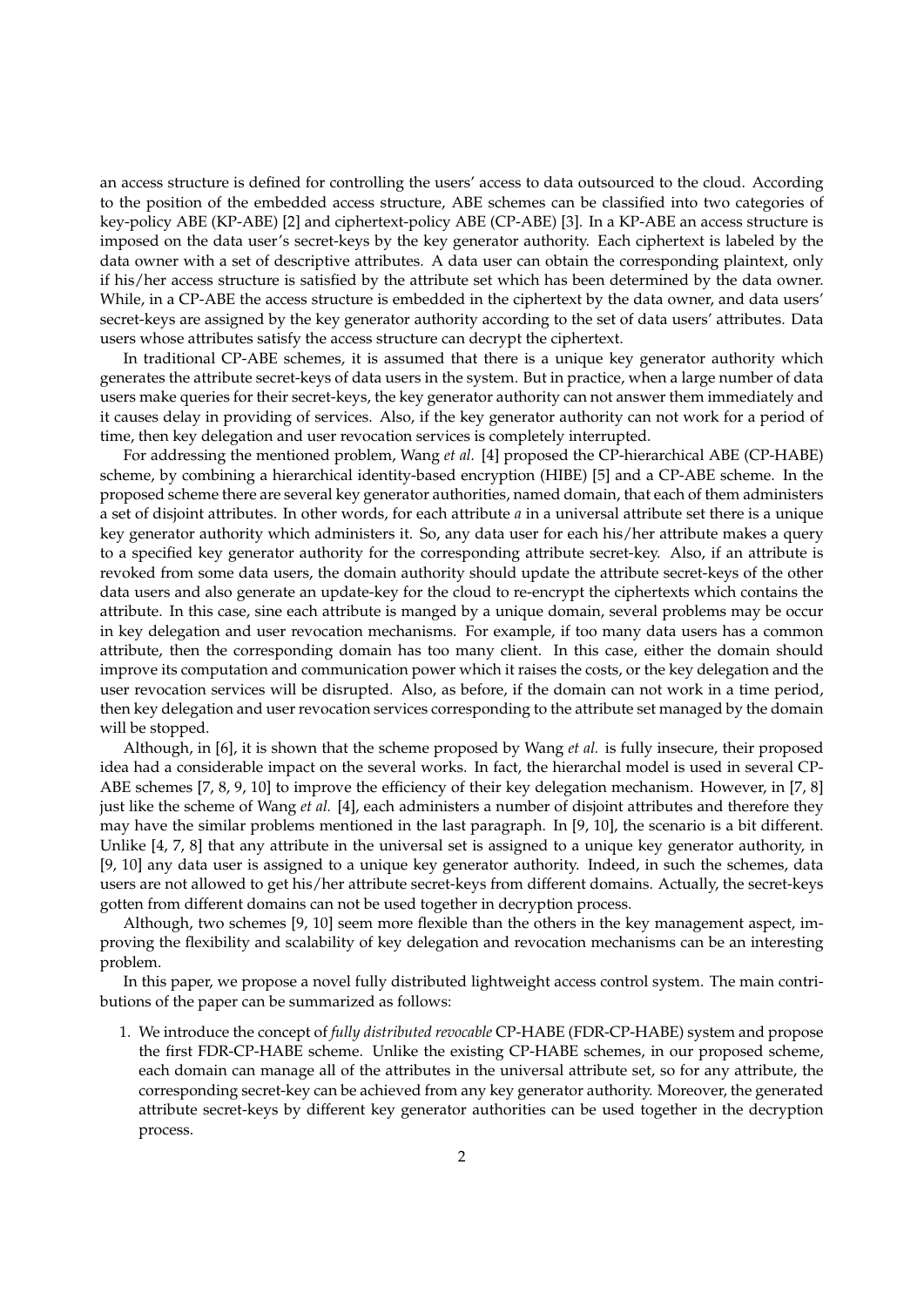an access structure is defined for controlling the users' access to data outsourced to the cloud. According to the position of the embedded access structure, ABE schemes can be classified into two categories of key-policy ABE (KP-ABE) [2] and ciphertext-policy ABE (CP-ABE) [3]. In a KP-ABE an access structure is imposed on the data user's secret-keys by the key generator authority. Each ciphertext is labeled by the data owner with a set of descriptive attributes. A data user can obtain the corresponding plaintext, only if his/her access structure is satisfied by the attribute set which has been determined by the data owner. While, in a CP-ABE the access structure is embedded in the ciphertext by the data owner, and data users' secret-keys are assigned by the key generator authority according to the set of data users' attributes. Data users whose attributes satisfy the access structure can decrypt the ciphertext.

In traditional CP-ABE schemes, it is assumed that there is a unique key generator authority which generates the attribute secret-keys of data users in the system. But in practice, when a large number of data users make queries for their secret-keys, the key generator authority can not answer them immediately and it causes delay in providing of services. Also, if the key generator authority can not work for a period of time, then key delegation and user revocation services is completely interrupted.

For addressing the mentioned problem, Wang *et al.* [4] proposed the CP-hierarchical ABE (CP-HABE) scheme, by combining a hierarchical identity-based encryption (HIBE) [5] and a CP-ABE scheme. In the proposed scheme there are several key generator authorities, named domain, that each of them administers a set of disjoint attributes. In other words, for each attribute $a$ in a universal attribute set there is a unique key generator authority which administers it. So, any data user for each his/her attribute makes a query to a specified key generator authority for the corresponding attribute secret-key. Also, if an attribute is revoked from some data users, the domain authority should update the attribute secret-keys of the other data users and also generate an update-key for the cloud to re-encrypt the ciphertexts which contains the attribute. In this case, sine each attribute is manged by a unique domain, several problems may be occur in key delegation and user revocation mechanisms. For example, if too many data users has a common attribute, then the corresponding domain has too many client. In this case, either the domain should improve its computation and communication power which it raises the costs, or the key delegation and the user revocation services will be disrupted. Also, as before, if the domain can not work in a time period, then key delegation and user revocation services corresponding to the attribute set managed by the domain will be stopped.

Although, in [6], it is shown that the scheme proposed by Wang *et al.* is fully insecure, their proposed idea had a considerable impact on the several works. In fact, the hierarchal model is used in several CP-ABE schemes [7, 8, 9, 10] to improve the efficiency of their key delegation mechanism. However, in [7, 8] just like the scheme of Wang *et al.* [4], each administers a number of disjoint attributes and therefore they may have the similar problems mentioned in the last paragraph. In [9, 10], the scenario is a bit different. Unlike [4, 7, 8] that any attribute in the universal set is assigned to a unique key generator authority, in [9, 10] any data user is assigned to a unique key generator authority. Indeed, in such the schemes, data users are not allowed to get his/her attribute secret-keys from different domains. Actually, the secret-keys gotten from different domains can not be used together in decryption process.

Although, two schemes [9, 10] seem more flexible than the others in the key management aspect, improving the flexibility and scalability of key delegation and revocation mechanisms can be an interesting problem.

In this paper, we propose a novel fully distributed lightweight access control system. The main contributions of the paper can be summarized as follows:

1. We introduce the concept of *fully distributed revocable* CP-HABE (FDR-CP-HABE) system and propose the first FDR-CP-HABE scheme. Unlike the existing CP-HABE schemes, in our proposed scheme, each domain can manage all of the attributes in the universal attribute set, so for any attribute, the corresponding secret-key can be achieved from any key generator authority. Moreover, the generated attribute secret-keys by different key generator authorities can be used together in the decryption process.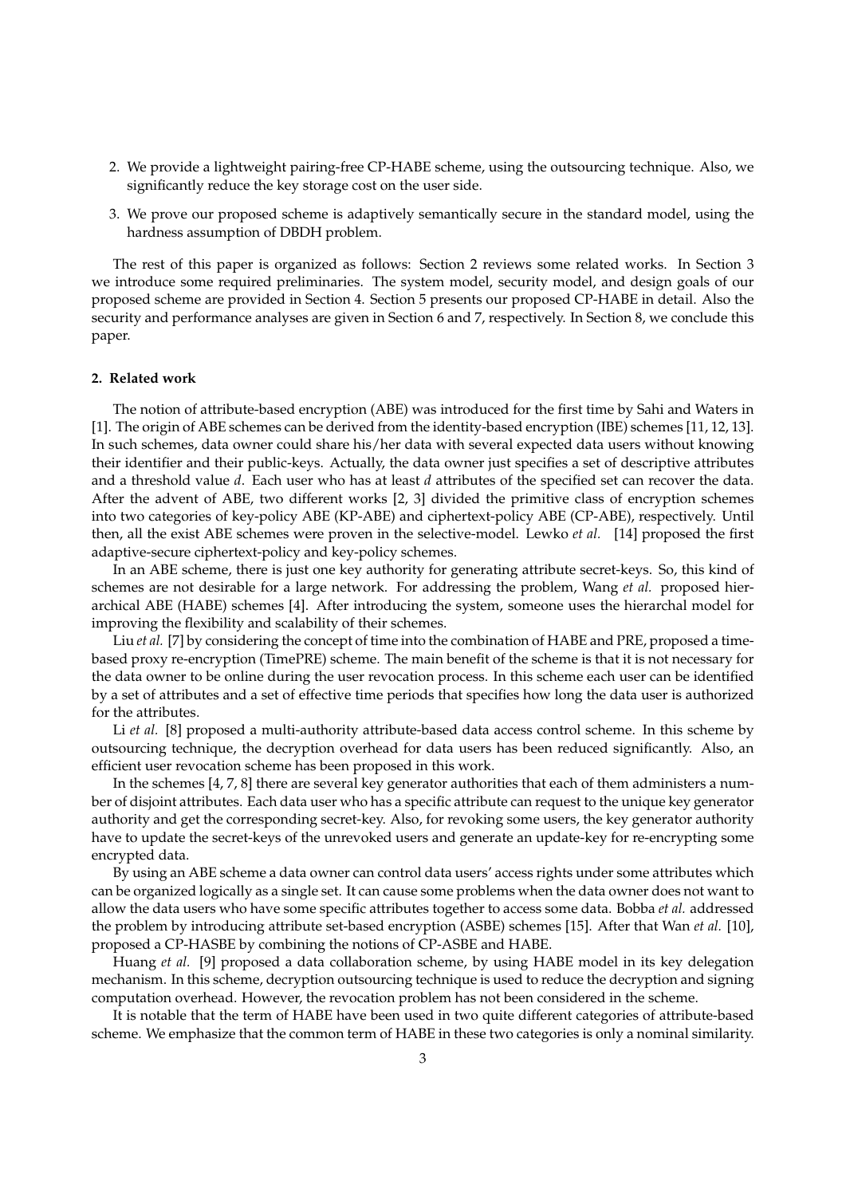2. We provide a lightweight pairing-free CP-HABE scheme, using the outsourcing technique. Also, we significantly reduce the key storage cost on the user side.

3. We prove our proposed scheme is adaptively semantically secure in the standard model, using the hardness assumption of DBDH problem.

The rest of this paper is organized as follows: Section 2 reviews some related works. In Section 3 we introduce some required preliminaries. The system model, security model, and design goals of our proposed scheme are provided in Section 4. Section 5 presents our proposed CP-HABE in detail. Also the security and performance analyses are given in Section 6 and 7, respectively. In Section 8, we conclude this paper.

## 2. Related work

The notion of attribute-based encryption (ABE) was introduced for the first time by Sahi and Waters in [1]. The origin of ABE schemes can be derived from the identity-based encryption (IBE) schemes [11, 12, 13]. In such schemes, data owner could share his/her data with several expected data users without knowing their identifier and their public-keys. Actually, the data owner just specifies a set of descriptive attributes and a threshold value $d$. Each user who has at least $d$ attributes of the specified set can recover the data. After the advent of ABE, two different works [2, 3] divided the primitive class of encryption schemes into two categories of key-policy ABE (KP-ABE) and ciphertext-policy ABE (CP-ABE), respectively. Until then, all the exist ABE schemes were proven in the selective-model. Lewko *et al.* [14] proposed the first adaptive-secure ciphertext-policy and key-policy schemes.

In an ABE scheme, there is just one key authority for generating attribute secret-keys. So, this kind of schemes are not desirable for a large network. For addressing the problem, Wang *et al.* proposed hierarchical ABE (HABE) schemes [4]. After introducing the system, someone uses the hierarchal model for improving the flexibility and scalability of their schemes.

Liu *et al.* [7] by considering the concept of time into the combination of HABE and PRE, proposed a time-based proxy re-encryption (TimePRE) scheme. The main benefit of the scheme is that it is not necessary for the data owner to be online during the user revocation process. In this scheme each user can be identified by a set of attributes and a set of effective time periods that specifies how long the data user is authorized for the attributes.

Li *et al.* [8] proposed a multi-authority attribute-based data access control scheme. In this scheme by outsourcing technique, the decryption overhead for data users has been reduced significantly. Also, an efficient user revocation scheme has been proposed in this work.

In the schemes [4, 7, 8] there are several key generator authorities that each of them administers a number of disjoint attributes. Each data user who has a specific attribute can request to the unique key generator authority and get the corresponding secret-key. Also, for revoking some users, the key generator authority have to update the secret-keys of the unrevoked users and generate an update-key for re-encrypting some encrypted data.

By using an ABE scheme a data owner can control data users' access rights under some attributes which can be organized logically as a single set. It can cause some problems when the data owner does not want to allow the data users who have some specific attributes together to access some data. Bobba *et al.* addressed the problem by introducing attribute set-based encryption (ASBE) schemes [15]. After that Wan *et al.* [10], proposed a CP-HASBE by combining the notions of CP-ASBE and HABE.

Huang *et al.* [9] proposed a data collaboration scheme, by using HABE model in its key delegation mechanism. In this scheme, decryption outsourcing technique is used to reduce the decryption and signing computation overhead. However, the revocation problem has not been considered in the scheme.

It is notable that the term of HABE have been used in two quite different categories of attribute-based scheme. We emphasize that the common term of HABE in these two categories is only a nominal similarity.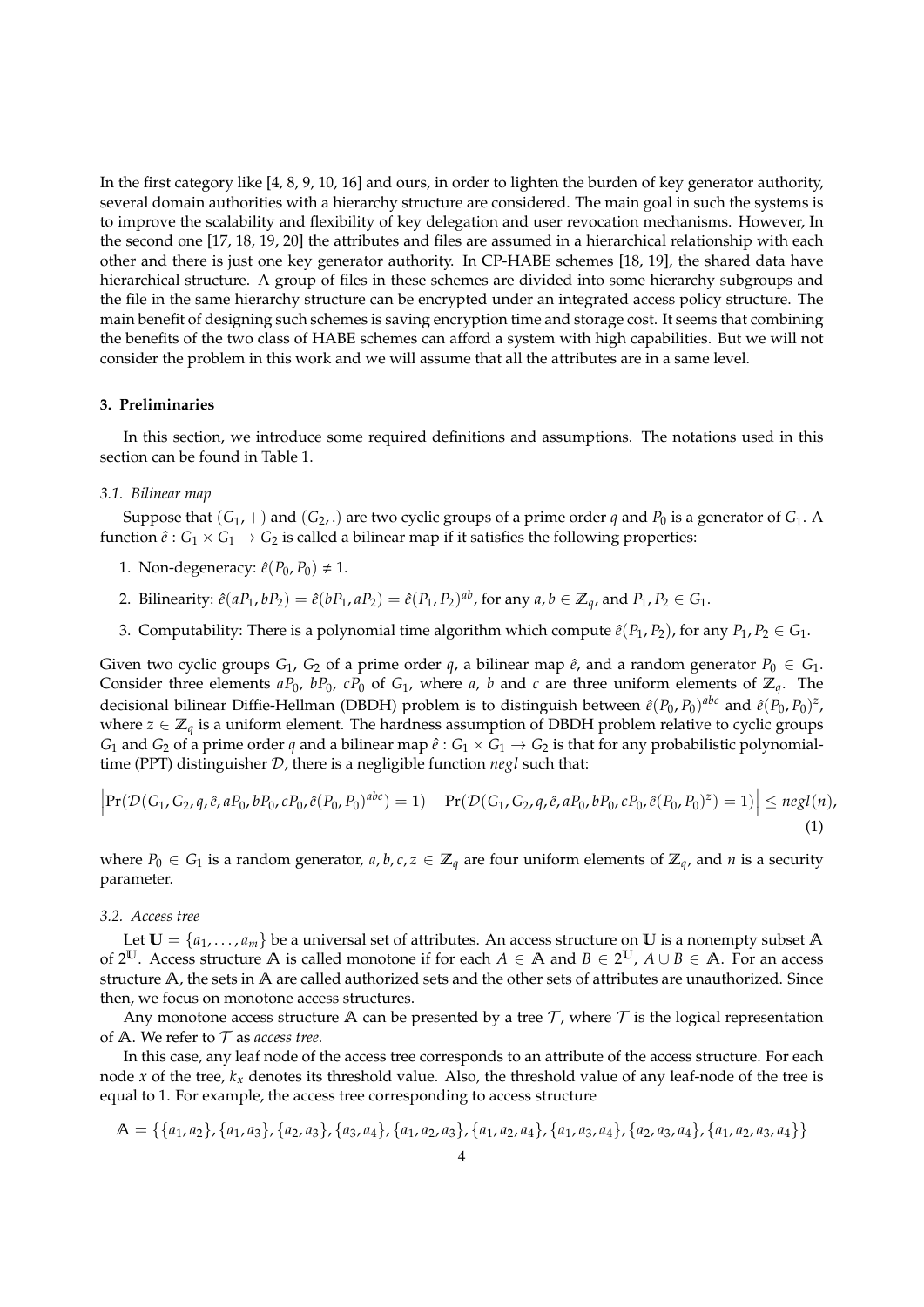In the first category like [4, 8, 9, 10, 16] and ours, in order to lighten the burden of key generator authority, several domain authorities with a hierarchy structure are considered. The main goal in such the systems is to improve the scalability and flexibility of key delegation and user revocation mechanisms. However, In the second one [17, 18, 19, 20] the attributes and files are assumed in a hierarchical relationship with each other and there is just one key generator authority. In CP-HABE schemes [18, 19], the shared data have hierarchical structure. A group of files in these schemes are divided into some hierarchy subgroups and the file in the same hierarchy structure can be encrypted under an integrated access policy structure. The main benefit of designing such schemes is saving encryption time and storage cost. It seems that combining the benefits of the two class of HABE schemes can afford a system with high capabilities. But we will not consider the problem in this work and we will assume that all the attributes are in a same level.

### 3. Preliminaries

In this section, we introduce some required definitions and assumptions. The notations used in this section can be found in Table 1.

#### 3.1. Bilinear map

Suppose that $(G_1, +)$ and $(G_2, .)$ are two cyclic groups of a prime order $q$ and $P_0$ is a generator of $G_1$. A function $\hat{e} : G_1 \times G_1 \to G_2$ is called a bilinear map if it satisfies the following properties:

1. Non-degeneracy: $\hat{e}(P_0, P_0) \neq 1$.
2. Bilinearity: $\hat{e}(aP_1, bP_2) = \hat{e}(bP_1, aP_2) = \hat{e}(P_1, P_2)^{ab}$, for any $a, b \in \mathbb{Z}_q$, and $P_1, P_2 \in G_1$.
3. Computability: There is a polynomial time algorithm which compute $\hat{e}(P_1, P_2)$, for any $P_1, P_2 \in G_1$.

Given two cyclic groups $G_1$, $G_2$ of a prime order $q$, a bilinear map $\hat{e}$, and a random generator $P_0 \in G_1$. Consider three elements $aP_0$, $bP_0$, $cP_0$ of $G_1$, where $a$, $b$ and $c$ are three uniform elements of $\mathbb{Z}_q$. The decisional bilinear Diffie-Hellman (DBDH) problem is to distinguish between $\hat{e}(P_0, P_0)^{abc}$ and $\hat{e}(P_0, P_0)^z$, where $z \in \mathbb{Z}_q$ is a uniform element. The hardness assumption of DBDH problem relative to cyclic groups $G_1$ and $G_2$ of a prime order $q$ and a bilinear map $\hat{e} : G_1 \times G_1 \to G_2$ is that for any probabilistic polynomial-time (PPT) distinguisher $\mathcal{D}$, there is a negligible function $negl$ such that:

$$\left|\Pr(\mathcal{D}(G_1, G_2, q, \hat{e}, aP_0, bP_0, cP_0, \hat{e}(P_0, P_0)^{abc}) = 1) - \Pr(\mathcal{D}(G_1, G_2, q, \hat{e}, aP_0, bP_0, cP_0, \hat{e}(P_0, P_0)^{z}) = 1)\right| \leq negl(n), \tag{1}$$

where $P_0 \in G_1$ is a random generator, $a, b, c, z \in \mathbb{Z}_q$ are four uniform elements of $\mathbb{Z}_q$, and $n$ is a security parameter.

#### 3.2. Access tree

Let $\mathbb{U} = \{a_1, \ldots, a_m\}$ be a universal set of attributes. An access structure on $\mathbb{U}$ is a nonempty subset $\mathbb{A}$ of $2^{\mathbb{U}}$. Access structure $\mathbb{A}$ is called monotone if for each $A \in \mathbb{A}$ and $B \in 2^{\mathbb{U}}$, $A \cup B \in \mathbb{A}$. For an access structure $\mathbb{A}$, the sets in $\mathbb{A}$ are called authorized sets and the other sets of attributes are unauthorized. Since then, we focus on monotone access structures.

Any monotone access structure $\mathbb{A}$ can be presented by a tree $\mathcal{T}$, where $\mathcal{T}$ is the logical representation of $\mathbb{A}$. We refer to $\mathcal{T}$ as *access tree*.

In this case, any leaf node of the access tree corresponds to an attribute of the access structure. For each node $x$ of the tree, $k_x$ denotes its threshold value. Also, the threshold value of any leaf-node of the tree is equal to 1. For example, the access tree corresponding to access structure

$$\mathbb{A} = \{\{a_1, a_2\}, \{a_1, a_3\}, \{a_2, a_3\}, \{a_3, a_4\}, \{a_1, a_2, a_3\}, \{a_1, a_2, a_4\}, \{a_1, a_3, a_4\}, \{a_2, a_3, a_4\}, \{a_1, a_2, a_3, a_4\}\}$$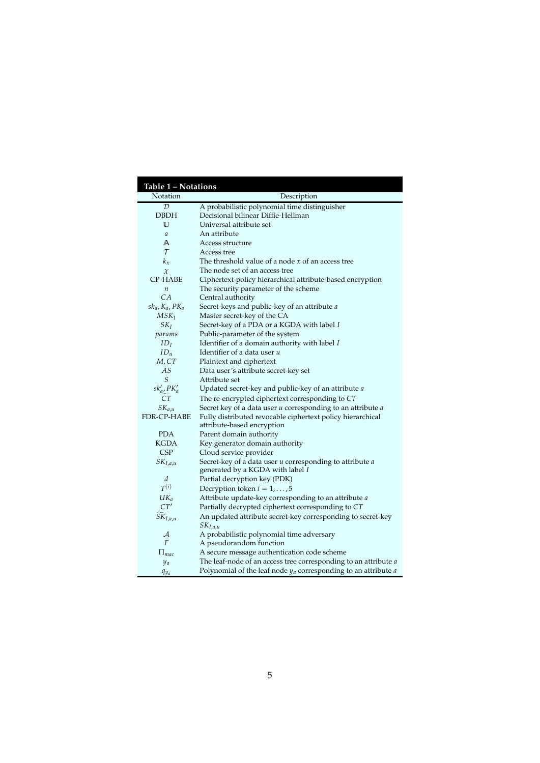**Table 1 – Notations**

| Notation | Description |
|---|---|
| $\mathcal{D}$ | A probabilistic polynomial time distinguisher |
| DBDH | Decisional bilinear Diffie-Hellman |
| $\mathbb{U}$ | Universal attribute set |
| $a$ | An attribute |
| $\mathbb{A}$ | Access structure |
| $\mathcal{T}$ | Access tree |
| $k_x$ | The threshold value of a node $x$ of an access tree |
| $\chi$ | The node set of an access tree |
| CP-HABE | Ciphertext-policy hierarchical attribute-based encryption |
| $n$ | The security parameter of the scheme |
| $CA$ | Central authority |
| $sk_a, K_a, PK_a$ | Secret-keys and public-key of an attribute $a$ |
| $MSK_1$ | Master secret-key of the CA |
| $SK_I$ | Secret-key of a PDA or a KGDA with label $I$ |
| $params$ | Public-parameter of the system |
| $ID_I$ | Identifier of a domain authority with label $I$ |
| $ID_u$ | Identifier of a data user $u$ |
| $M, CT$ | Plaintext and ciphertext |
| $AS$ | Data user's attribute secret-key set |
| $S$ | Attribute set |
| $sk'_a, PK'_a$ | Updated secret-key and public-key of an attribute $a$ |
| $\widetilde{CT}$ | The re-encrypted ciphertext corresponding to $CT$ |
| $SK_{a,u}$ | Secret key of a data user $u$ corresponding to an attribute $a$ |
| FDR-CP-HABE | Fully distributed revocable ciphertext policy hierarchical attribute-based encryption |
| PDA | Parent domain authority |
| KGDA | Key generator domain authority |
| CSP | Cloud service provider |
| $SK_{I,a,u}$ | Secret-key of a data user $u$ corresponding to attribute $a$ generated by a KGDA with label $I$ |
| $d$ | Partial decryption key (PDK) |
| $T^{(i)}$ | Decryption token $i = 1, \ldots, 5$ |
| $UK_a$ | Attribute update-key corresponding to an attribute $a$ |
| $CT'$ | Partially decrypted ciphertext corresponding to $CT$ |
| $\widetilde{SK}_{I,a,u}$ | An updated attribute secret-key corresponding to secret-key $SK_{I,a,u}$ |
| $\mathcal{A}$ | A probabilistic polynomial time adversary |
| $F$ | A pseudorandom function |
| $\Pi_{mac}$ | A secure message authentication code scheme |
| $y_a$ | The leaf-node of an access tree corresponding to an attribute $a$ |
| $q_{y_a}$ | Polynomial of the leaf node $y_a$ corresponding to an attribute $a$ |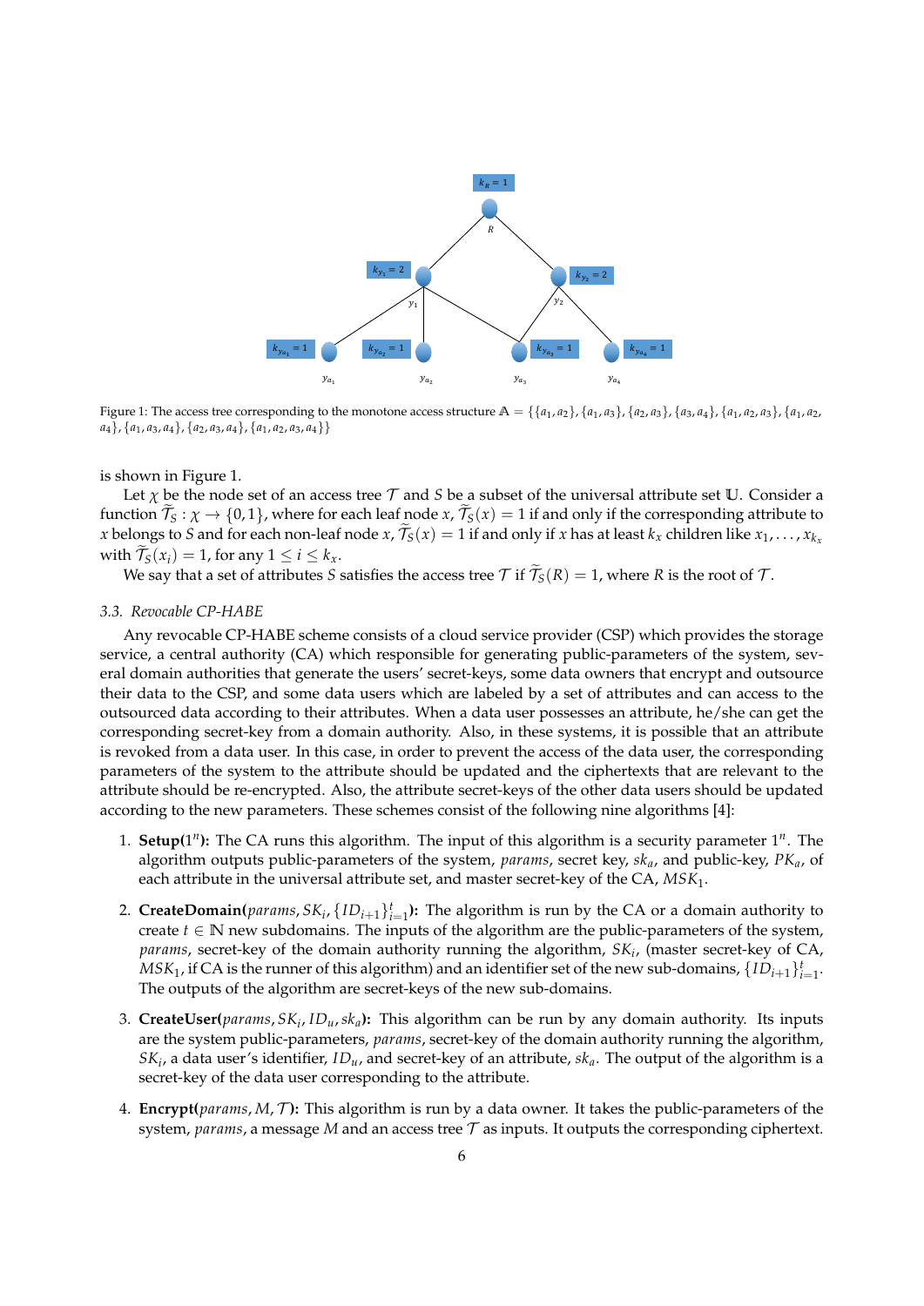$k_R = 1$

$R$

$k_{y_1} = 2$

$y_1$

$k_{y_2} = 2$

$y_2$

$k_{y_{a_1}} = 1$

$k_{y_{a_2}} = 1$

$k_{y_{a_3}} = 1$

$k_{y_{a_4}} = 1$

$y_{a_1}$

$y_{a_2}$

$y_{a_3}$

$y_{a_4}$

Figure 1: The access tree corresponding to the monotone access structure $\mathbb{A} = \{\{a_1, a_2\}, \{a_1, a_3\}, \{a_2, a_3\}, \{a_3, a_4\}, \{a_1, a_2, a_3\}, \{a_1, a_2, a_4\}, \{a_1, a_3, a_4\}, \{a_2, a_3, a_4\}, \{a_1, a_2, a_3, a_4\}\}$

is shown in Figure 1.

Let $\chi$ be the node set of an access tree $\mathcal{T}$ and $S$ be a subset of the universal attribute set $\mathbb{U}$. Consider a function $\widetilde{\mathcal{T}}_S : \chi \to \{0, 1\}$, where for each leaf node $x$, $\widetilde{\mathcal{T}}_S(x) = 1$ if and only if the corresponding attribute to $x$ belongs to $S$ and for each non-leaf node $x$, $\widetilde{\mathcal{T}}_S(x) = 1$ if and only if $x$ has at least $k_x$ children like $x_1, \ldots, x_{k_x}$ with $\widetilde{\mathcal{T}}_S(x_i) = 1$, for any $1 \leq i \leq k_x$.

We say that a set of attributes $S$ satisfies the access tree $\mathcal{T}$ if $\widetilde{\mathcal{T}}_S(R) = 1$, where $R$ is the root of $\mathcal{T}$.

### 3.3. Revocable CP-HABE

Any revocable CP-HABE scheme consists of a cloud service provider (CSP) which provides the storage service, a central authority (CA) which responsible for generating public-parameters of the system, several domain authorities that generate the users' secret-keys, some data owners that encrypt and outsource their data to the CSP, and some data users which are labeled by a set of attributes and can access to the outsourced data according to their attributes. When a data user possesses an attribute, he/she can get the corresponding secret-key from a domain authority. Also, in these systems, it is possible that an attribute is revoked from a data user. In this case, in order to prevent the access of the data user, the corresponding parameters of the system to the attribute should be updated and the ciphertexts that are relevant to the attribute should be re-encrypted. Also, the attribute secret-keys of the other data users should be updated according to the new parameters. These schemes consist of the following nine algorithms [4]:

1. **Setup($1^n$):** The CA runs this algorithm. The input of this algorithm is a security parameter $1^n$. The algorithm outputs public-parameters of the system, *params*, secret key, $sk_a$, and public-key, $PK_a$, of each attribute in the universal attribute set, and master secret-key of the CA, $MSK_1$.

2. **CreateDomain(**$params, SK_i, \{ID_{i+1}\}_{i=1}^{t}$**):** The algorithm is run by the CA or a domain authority to create $t \in \mathbb{N}$ new subdomains. The inputs of the algorithm are the public-parameters of the system, *params*, secret-key of the domain authority running the algorithm, $SK_i$, (master secret-key of CA, $MSK_1$, if CA is the runner of this algorithm) and an identifier set of the new sub-domains, $\{ID_{i+1}\}_{i=1}^{t}$. The outputs of the algorithm are secret-keys of the new sub-domains.

3. **CreateUser(**$params, SK_i, ID_u, sk_a$**):** This algorithm can be run by any domain authority. Its inputs are the system public-parameters, *params*, secret-key of the domain authority running the algorithm, $SK_i$, a data user's identifier, $ID_u$, and secret-key of an attribute, $sk_a$. The output of the algorithm is a secret-key of the data user corresponding to the attribute.

4. **Encrypt(**$params, M, \mathcal{T}$**):** This algorithm is run by a data owner. It takes the public-parameters of the system, *params*, a message $M$ and an access tree $\mathcal{T}$ as inputs. It outputs the corresponding ciphertext.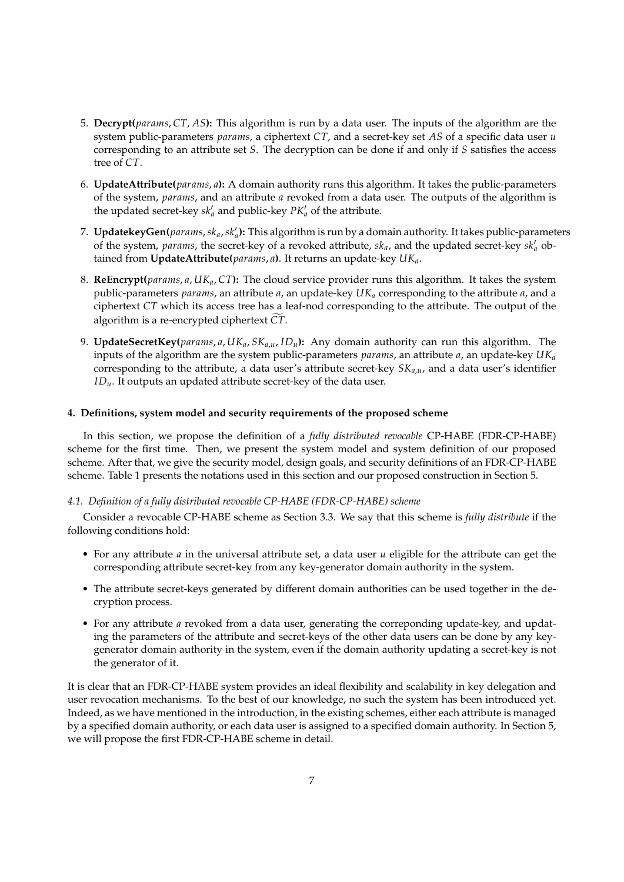5. **Decrypt(**$params, CT, AS$**):** This algorithm is run by a data user. The inputs of the algorithm are the system public-parameters $params$, a ciphertext $CT$, and a secret-key set $AS$ of a specific data user $u$ corresponding to an attribute set $S$. The decryption can be done if and only if $S$ satisfies the access tree of $CT$.

6. **UpdateAttribute(**$params, a$**):** A domain authority runs this algorithm. It takes the public-parameters of the system, $params$, and an attribute $a$ revoked from a data user. The outputs of the algorithm is the updated secret-key $sk'_a$ and public-key $PK'_a$ of the attribute.

7. **UpdatekeyGen(**$params, sk_a, sk'_a$**):** This algorithm is run by a domain authority. It takes public-parameters of the system, $params$, the secret-key of a revoked attribute, $sk_a$, and the updated secret-key $sk'_a$ obtained from **UpdateAttribute(**$params, a$**)**. It returns an update-key $UK_a$.

8. **ReEncrypt(**$params, a, UK_a, CT$**):** The cloud service provider runs this algorithm. It takes the system public-parameters $params$, an attribute $a$, an update-key $UK_a$ corresponding to the attribute $a$, and a ciphertext $CT$ which its access tree has a leaf-nod corresponding to the attribute. The output of the algorithm is a re-encrypted ciphertext $\widetilde{CT}$.

9. **UpdateSecretKey(**$params, a, UK_a, SK_{a,u}, ID_u$**):** Any domain authority can run this algorithm. The inputs of the algorithm are the system public-parameters $params$, an attribute $a$, an update-key $UK_a$ corresponding to the attribute, a data user's attribute secret-key $SK_{a,u}$, and a data user's identifier $ID_u$. It outputs an updated attribute secret-key of the data user.

#### 4. Definitions, system model and security requirements of the proposed scheme

In this section, we propose the definition of a *fully distributed revocable* CP-HABE (FDR-CP-HABE) scheme for the first time. Then, we present the system model and system definition of our proposed scheme. After that, we give the security model, design goals, and security definitions of an FDR-CP-HABE scheme. Table 1 presents the notations used in this section and our proposed construction in Section 5.

##### *4.1. Definition of a fully distributed revocable CP-HABE (FDR-CP-HABE) scheme*

Consider a revocable CP-HABE scheme as Section 3.3. We say that this scheme is *fully distribute* if the following conditions hold:

- For any attribute $a$ in the universal attribute set, a data user $u$ eligible for the attribute can get the corresponding attribute secret-key from any key-generator domain authority in the system.
- The attribute secret-keys generated by different domain authorities can be used together in the decryption process.
- For any attribute $a$ revoked from a data user, generating the correponding update-key, and updating the parameters of the attribute and secret-keys of the other data users can be done by any key-generator domain authority in the system, even if the domain authority updating a secret-key is not the generator of it.

It is clear that an FDR-CP-HABE system provides an ideal flexibility and scalability in key delegation and user revocation mechanisms. To the best of our knowledge, no such the system has been introduced yet. Indeed, as we have mentioned in the introduction, in the existing schemes, either each attribute is managed by a specified domain authority, or each data user is assigned to a specified domain authority. In Section 5, we will propose the first FDR-CP-HABE scheme in detail.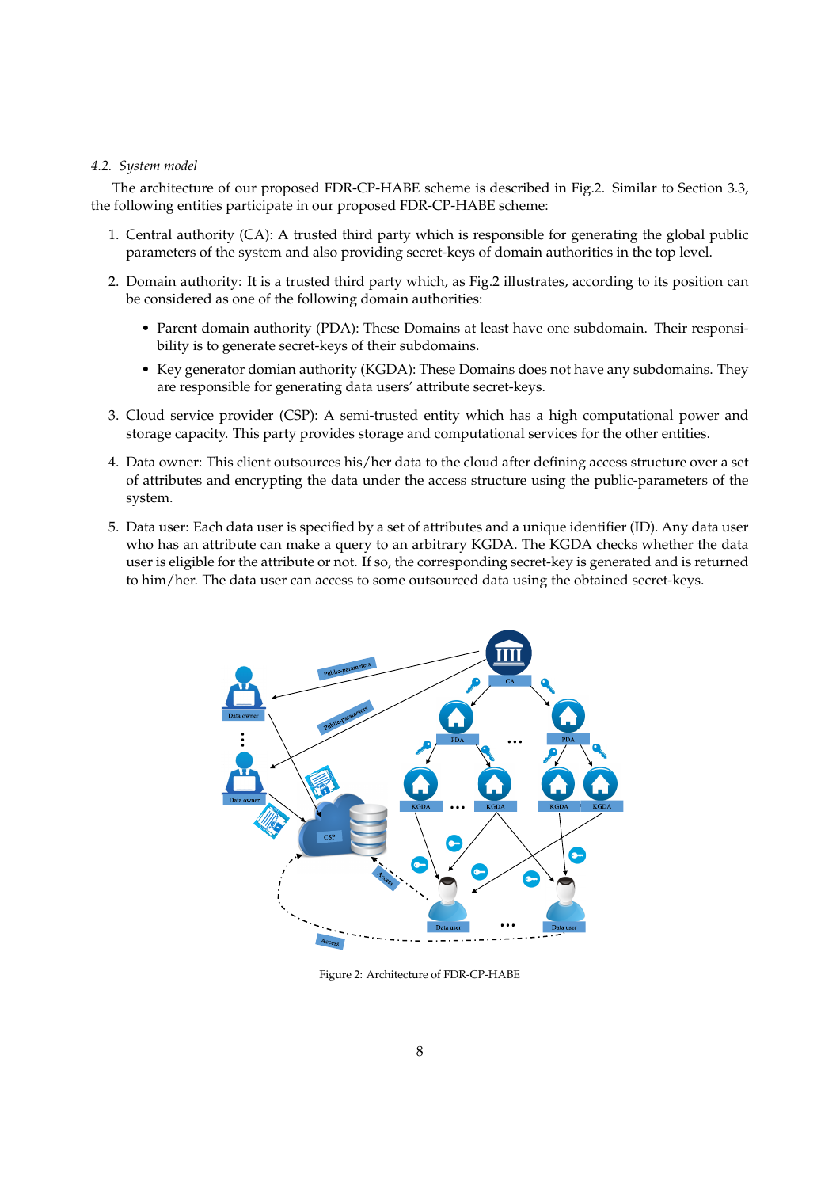### 4.2. System model

The architecture of our proposed FDR-CP-HABE scheme is described in Fig.2. Similar to Section 3.3, the following entities participate in our proposed FDR-CP-HABE scheme:

1. Central authority (CA): A trusted third party which is responsible for generating the global public parameters of the system and also providing secret-keys of domain authorities in the top level.
2. Domain authority: It is a trusted third party which, as Fig.2 illustrates, according to its position can be considered as one of the following domain authorities:
   - Parent domain authority (PDA): These Domains at least have one subdomain. Their responsibility is to generate secret-keys of their subdomains.
   - Key generator domian authority (KGDA): These Domains does not have any subdomains. They are responsible for generating data users' attribute secret-keys.
3. Cloud service provider (CSP): A semi-trusted entity which has a high computational power and storage capacity. This party provides storage and computational services for the other entities.
4. Data owner: This client outsources his/her data to the cloud after defining access structure over a set of attributes and encrypting the data under the access structure using the public-parameters of the system.
5. Data user: Each data user is specified by a set of attributes and a unique identifier (ID). Any data user who has an attribute can make a query to an arbitrary KGDA. The KGDA checks whether the data user is eligible for the attribute or not. If so, the corresponding secret-key is generated and is returned to him/her. The data user can access to some outsourced data using the obtained secret-keys.

Public-parameters
Public-parameters
Data owner
Data owner
CA
PDA
PDA
KGDA
KGDA
KGDA
KGDA
CSP
Access
Access
Data user
Data user

Figure 2: Architecture of FDR-CP-HABE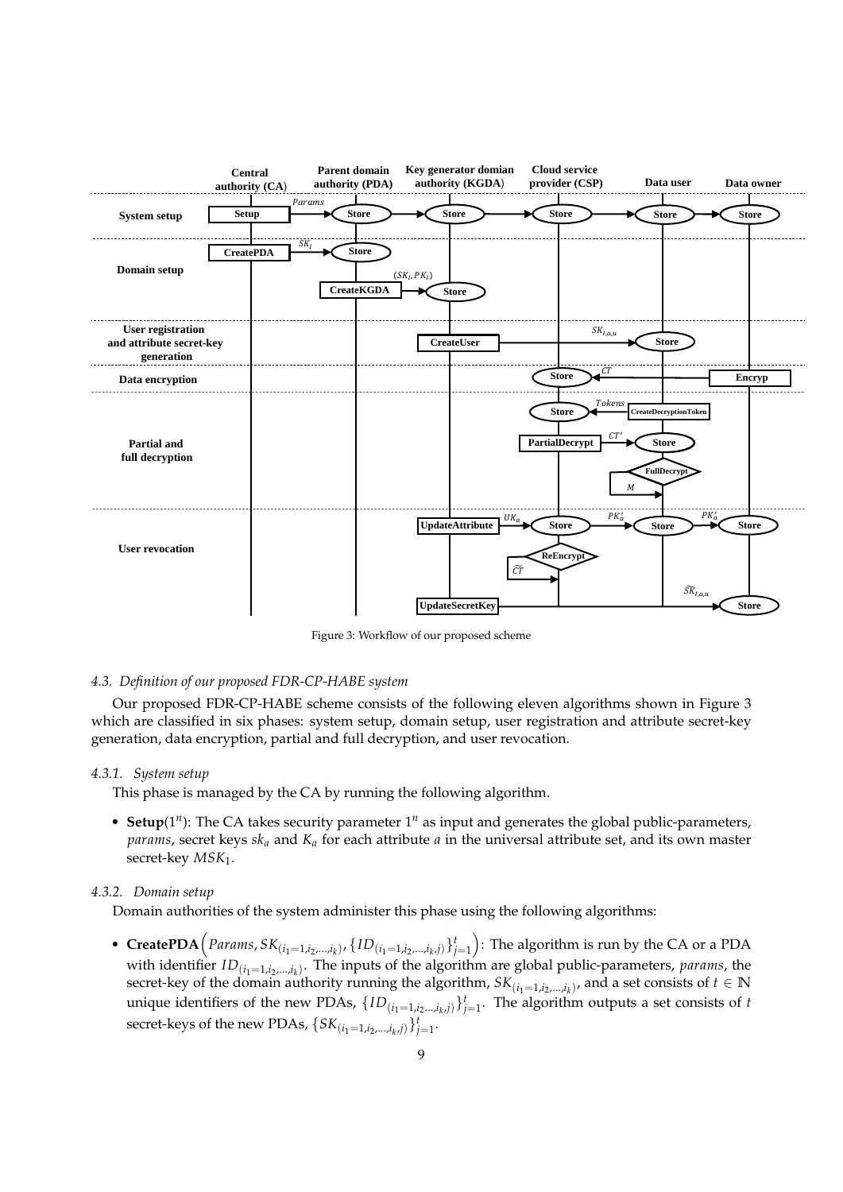Central authority (CA)
Parent domain authority (PDA)
Key generator domian authority (KGDA)
Cloud service provider (CSP)
Data user
Data owner

System setup
Setup
$Params$
Store
Store
Store
Store
Store

Domain setup
CreatePDA
$SK_i$
Store
CreateKGDA
$(SK_l, PK_l)$
Store

User registration and attribute secret-key generation
CreateUser
$SK_{l,a,u}$
Store

Data encryption
Store
$CT$
Encryp

Partial and full decryption
Store
$Tokens$
CreateDecryptionToken
PartialDecrypt
$CT'$
Store
FullDecrypt
$M$

User revocation
UpdateAttribute
$UK_a$
Store
$PK'_a$
Store
$PK'_a$
Store
ReEncrypt
$\widetilde{CT}$
UpdateSecretKey
$\widetilde{SK}_{l,a,u}$
Store

Figure 3: Workflow of our proposed scheme

### 4.3. Definition of our proposed FDR-CP-HABE system

Our proposed FDR-CP-HABE scheme consists of the following eleven algorithms shown in Figure 3 which are classified in six phases: system setup, domain setup, user registration and attribute secret-key generation, data encryption, partial and full decryption, and user revocation.

#### 4.3.1. System setup

This phase is managed by the CA by running the following algorithm.

- **Setup**$(1^n)$: The CA takes security parameter $1^n$ as input and generates the global public-parameters, *params*, secret keys $sk_a$ and $K_a$ for each attribute $a$ in the universal attribute set, and its own master secret-key $MSK_1$.

#### 4.3.2. Domain setup

Domain authorities of the system administer this phase using the following algorithms:

- **CreatePDA**$\left(Params, SK_{(i_1=1,i_2,\ldots,i_k)}, \{ID_{(i_1=1,i_2,\ldots,i_k,j)}\}_{j=1}^{t}\right)$: The algorithm is run by the CA or a PDA with identifier $ID_{(i_1=1,i_2,\ldots,i_k)}$. The inputs of the algorithm are global public-parameters, *params*, the secret-key of the domain authority running the algorithm, $SK_{(i_1=1,i_2,\ldots,i_k)}$, and a set consists of $t \in \mathbb{N}$ unique identifiers of the new PDAs, $\{ID_{(i_1=1,i_2\ldots,i_k,j)}\}_{j=1}^{t}$. The algorithm outputs a set consists of $t$ secret-keys of the new PDAs, $\{SK_{(i_1=1,i_2,\ldots,i_k,j)}\}_{j=1}^{t}$.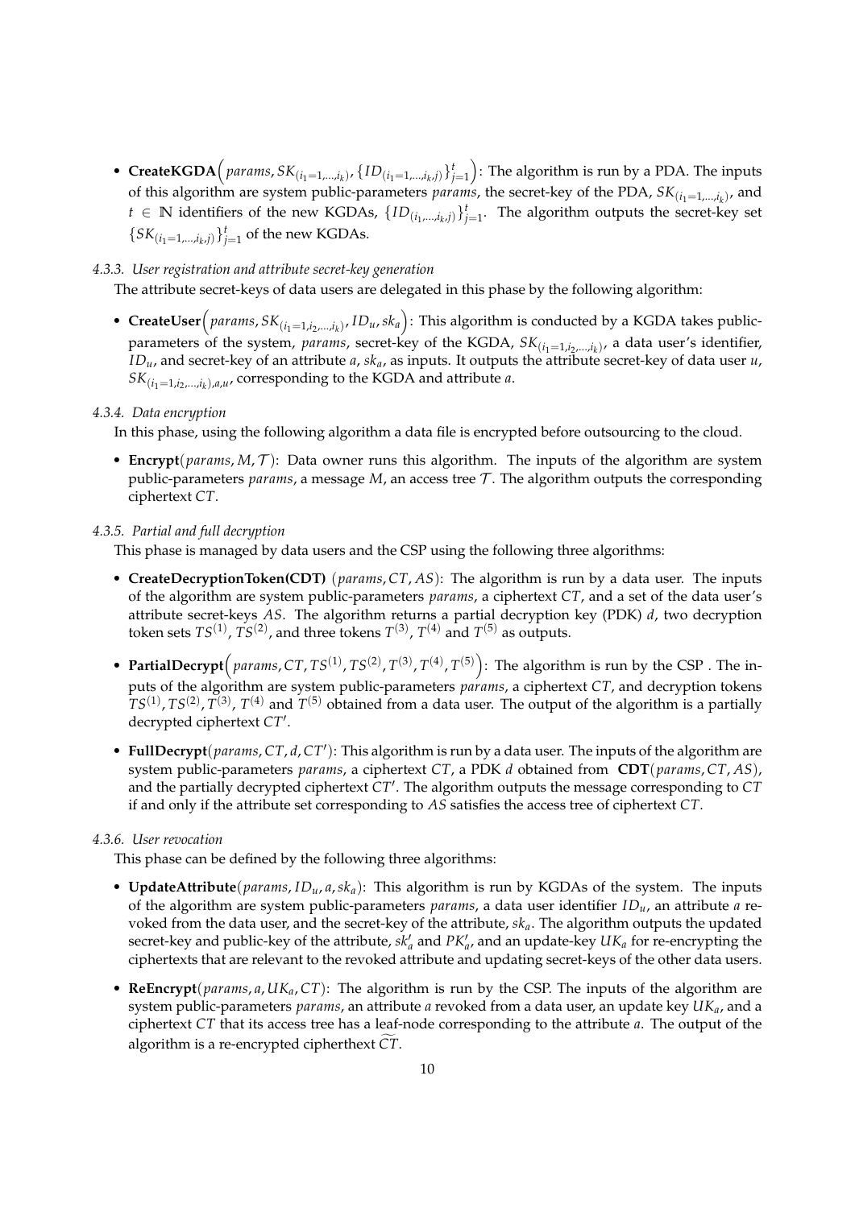- **CreateKGDA**$\Big(params, SK_{(i_1=1,\ldots,i_k)}, \{ID_{(i_1=1,\ldots,i_k,j)}\}_{j=1}^{t}\Big)$: The algorithm is run by a PDA. The inputs of this algorithm are system public-parameters *params*, the secret-key of the PDA, $SK_{(i_1=1,\ldots,i_k)}$, and $t \in \mathbb{N}$ identifiers of the new KGDAs, $\{ID_{(i_1,\ldots,i_k,j)}\}_{j=1}^{t}$. The algorithm outputs the secret-key set $\{SK_{(i_1=1,\ldots,i_k,j)}\}_{j=1}^{t}$ of the new KGDAs.

*4.3.3. User registration and attribute secret-key generation*

The attribute secret-keys of data users are delegated in this phase by the following algorithm:

- **CreateUser**$\Big(params, SK_{(i_1=1,i_2,\ldots,i_k)}, ID_u, sk_a\Big)$: This algorithm is conducted by a KGDA takes public-parameters of the system, *params*, secret-key of the KGDA, $SK_{(i_1=1,i_2,\ldots,i_k)}$, a data user's identifier, $ID_u$, and secret-key of an attribute $a$, $sk_a$, as inputs. It outputs the attribute secret-key of data user $u$, $SK_{(i_1=1,i_2,\ldots,i_k),a,u}$, corresponding to the KGDA and attribute $a$.

*4.3.4. Data encryption*

In this phase, using the following algorithm a data file is encrypted before outsourcing to the cloud.

- **Encrypt**$(params, M, \mathcal{T})$: Data owner runs this algorithm. The inputs of the algorithm are system public-parameters *params*, a message $M$, an access tree $\mathcal{T}$. The algorithm outputs the corresponding ciphertext $CT$.

*4.3.5. Partial and full decryption*

This phase is managed by data users and the CSP using the following three algorithms:

- **CreateDecryptionToken(CDT)** $(params, CT, AS)$: The algorithm is run by a data user. The inputs of the algorithm are system public-parameters *params*, a ciphertext $CT$, and a set of the data user's attribute secret-keys $AS$. The algorithm returns a partial decryption key (PDK) $d$, two decryption token sets $TS^{(1)}$, $TS^{(2)}$, and three tokens $T^{(3)}$, $T^{(4)}$ and $T^{(5)}$ as outputs.

- **PartialDecrypt**$\Big(params, CT, TS^{(1)}, TS^{(2)}, T^{(3)}, T^{(4)}, T^{(5)}\Big)$: The algorithm is run by the CSP . The inputs of the algorithm are system public-parameters *params*, a ciphertext $CT$, and decryption tokens $TS^{(1)}, TS^{(2)}, T^{(3)}$, $T^{(4)}$ and $T^{(5)}$ obtained from a data user. The output of the algorithm is a partially decrypted ciphertext $CT'$.

- **FullDecrypt**$(params, CT, d, CT')$: This algorithm is run by a data user. The inputs of the algorithm are system public-parameters *params*, a ciphertext $CT$, a PDK $d$ obtained from **CDT**$(params, CT, AS)$, and the partially decrypted ciphertext $CT'$. The algorithm outputs the message corresponding to $CT$ if and only if the attribute set corresponding to $AS$ satisfies the access tree of ciphertext $CT$.

*4.3.6. User revocation*

This phase can be defined by the following three algorithms:

- **UpdateAttribute**$(params, ID_u, a, sk_a)$: This algorithm is run by KGDAs of the system. The inputs of the algorithm are system public-parameters *params*, a data user identifier $ID_u$, an attribute $a$ revoked from the data user, and the secret-key of the attribute, $sk_a$. The algorithm outputs the updated secret-key and public-key of the attribute, $sk'_a$ and $PK'_a$, and an update-key $UK_a$ for re-encrypting the ciphertexts that are relevant to the revoked attribute and updating secret-keys of the other data users.

- **ReEncrypt**$(params, a, UK_a, CT)$: The algorithm is run by the CSP. The inputs of the algorithm are system public-parameters *params*, an attribute $a$ revoked from a data user, an update key $UK_a$, and a ciphertext $CT$ that its access tree has a leaf-node corresponding to the attribute $a$. The output of the algorithm is a re-encrypted cipherthext $\widetilde{CT}$.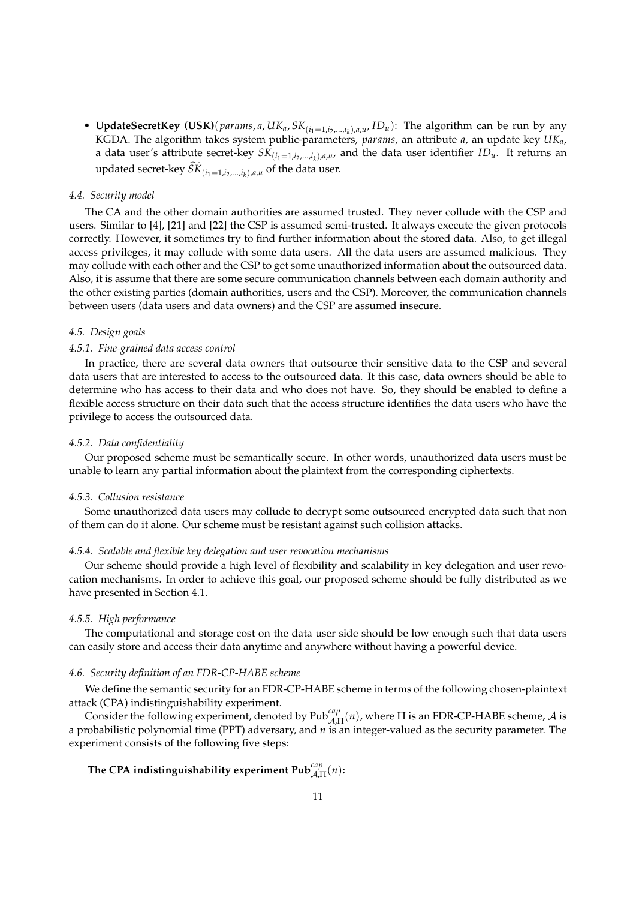- **UpdateSecretKey (USK)**$(params, a, UK_a, SK_{(i_1=1,i_2,...,i_k),a,u}, ID_u)$: The algorithm can be run by any KGDA. The algorithm takes system public-parameters, *params*, an attribute $a$, an update key $UK_a$, a data user's attribute secret-key $SK_{(i_1=1,i_2,...,i_k),a,u}$, and the data user identifier $ID_u$. It returns an updated secret-key $\widetilde{SK}_{(i_1=1,i_2,...,i_k),a,u}$ of the data user.

#### 4.4. Security model

The CA and the other domain authorities are assumed trusted. They never collude with the CSP and users. Similar to [4], [21] and [22] the CSP is assumed semi-trusted. It always execute the given protocols correctly. However, it sometimes try to find further information about the stored data. Also, to get illegal access privileges, it may collude with some data users. All the data users are assumed malicious. They may collude with each other and the CSP to get some unauthorized information about the outsourced data. Also, it is assume that there are some secure communication channels between each domain authority and the other existing parties (domain authorities, users and the CSP). Moreover, the communication channels between users (data users and data owners) and the CSP are assumed insecure.

#### 4.5. Design goals

##### 4.5.1. Fine-grained data access control

In practice, there are several data owners that outsource their sensitive data to the CSP and several data users that are interested to access to the outsourced data. It this case, data owners should be able to determine who has access to their data and who does not have. So, they should be enabled to define a flexible access structure on their data such that the access structure identifies the data users who have the privilege to access the outsourced data.

##### 4.5.2. Data confidentiality

Our proposed scheme must be semantically secure. In other words, unauthorized data users must be unable to learn any partial information about the plaintext from the corresponding ciphertexts.

##### 4.5.3. Collusion resistance

Some unauthorized data users may collude to decrypt some outsourced encrypted data such that non of them can do it alone. Our scheme must be resistant against such collision attacks.

##### 4.5.4. Scalable and flexible key delegation and user revocation mechanisms

Our scheme should provide a high level of flexibility and scalability in key delegation and user revocation mechanisms. In order to achieve this goal, our proposed scheme should be fully distributed as we have presented in Section 4.1.

##### 4.5.5. High performance

The computational and storage cost on the data user side should be low enough such that data users can easily store and access their data anytime and anywhere without having a powerful device.

#### 4.6. Security definition of an FDR-CP-HABE scheme

We define the semantic security for an FDR-CP-HABE scheme in terms of the following chosen-plaintext attack (CPA) indistinguishability experiment.

Consider the following experiment, denoted by $\mathrm{Pub}^{cap}_{\mathcal{A},\Pi}(n)$, where $\Pi$ is an FDR-CP-HABE scheme, $\mathcal{A}$ is a probabilistic polynomial time (PPT) adversary, and $n$ is an integer-valued as the security parameter. The experiment consists of the following five steps:

**The CPA indistinguishability experiment $\mathbf{Pub}^{cap}_{\mathcal{A},\Pi}(n)$:**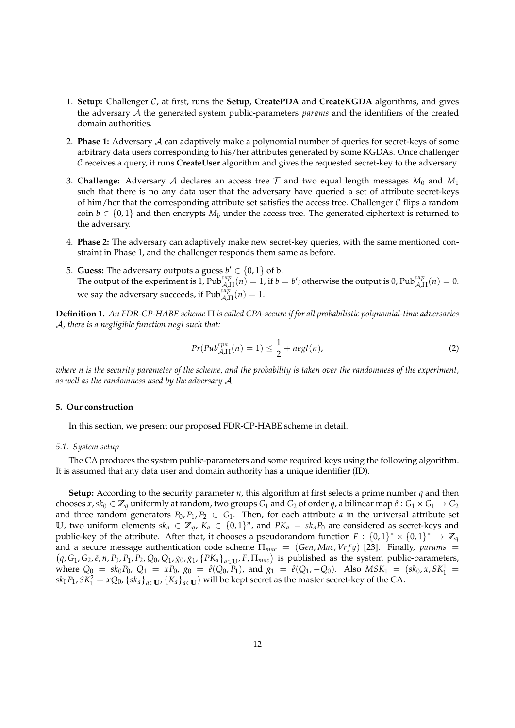1. **Setup:** Challenger $\mathcal{C}$, at first, runs the **Setup**, **CreatePDA** and **CreateKGDA** algorithms, and gives the adversary $\mathcal{A}$ the generated system public-parameters *params* and the identifiers of the created domain authorities.

2. **Phase 1:** Adversary $\mathcal{A}$ can adaptively make a polynomial number of queries for secret-keys of some arbitrary data users corresponding to his/her attributes generated by some KGDAs. Once challenger $\mathcal{C}$ receives a query, it runs **CreateUser** algorithm and gives the requested secret-key to the adversary.

3. **Challenge:** Adversary $\mathcal{A}$ declares an access tree $\mathcal{T}$ and two equal length messages $M_0$ and $M_1$ such that there is no any data user that the adversary have queried a set of attribute secret-keys of him/her that the corresponding attribute set satisfies the access tree. Challenger $\mathcal{C}$ flips a random coin $b \in \{0,1\}$ and then encrypts $M_b$ under the access tree. The generated ciphertext is returned to the adversary.

4. **Phase 2:** The adversary can adaptively make new secret-key queries, with the same mentioned constraint in Phase 1, and the challenger responds them same as before.

5. **Guess:** The adversary outputs a guess $b' \in \{0,1\}$ of b.
The output of the experiment is 1, $\text{Pub}^{cap}_{\mathcal{A},\Pi}(n) = 1$, if $b = b'$; otherwise the output is 0, $\text{Pub}^{cap}_{\mathcal{A},\Pi}(n) = 0$. we say the adversary succeeds, if $\text{Pub}^{cap}_{\mathcal{A},\Pi}(n) = 1$.

**Definition 1.** *An FDR-CP-HABE scheme* $\Pi$ *is called CPA-secure if for all probabilistic polynomial-time adversaries* $\mathcal{A}$*, there is a negligible function negl such that:*

$$Pr(Pub^{cpa}_{\mathcal{A},\Pi}(n) = 1) \leq \frac{1}{2} + negl(n), \tag{2}$$

*where n is the security parameter of the scheme, and the probability is taken over the randomness of the experiment, as well as the randomness used by the adversary* $\mathcal{A}$.

### 5. Our construction

In this section, we present our proposed FDR-CP-HABE scheme in detail.

#### 5.1. System setup

The CA produces the system public-parameters and some required keys using the following algorithm. It is assumed that any data user and domain authority has a unique identifier (ID).

**Setup:** According to the security parameter $n$, this algorithm at first selects a prime number $q$ and then chooses $x, sk_0 \in \mathbb{Z}_q$ uniformly at random, two groups $G_1$ and $G_2$ of order $q$, a bilinear map $\hat{e} : G_1 \times G_1 \to G_2$ and three random generators $P_0, P_1, P_2 \in G_1$. Then, for each attribute $a$ in the universal attribute set $\mathbb{U}$, two uniform elements $sk_a \in \mathbb{Z}_q$, $K_a \in \{0,1\}^n$, and $PK_a = sk_a P_0$ are considered as secret-keys and public-key of the attribute. After that, it chooses a pseudorandom function $F : \{0,1\}^* \times \{0,1\}^* \to \mathbb{Z}_q$ and a secure message authentication code scheme $\Pi_{mac} = (Gen, Mac, Vrfy)$ [23]. Finally, $params = \left(q, G_1, G_2, \hat{e}, n, P_0, P_1, P_2, Q_0, Q_1, g_0, g_1, \{PK_a\}_{a \in \mathbb{U}}, F, \Pi_{mac}\right)$ is published as the system public-parameters, where $Q_0 = sk_0 P_0$, $Q_1 = x P_0$, $g_0 = \hat{e}(Q_0, P_1)$, and $g_1 = \hat{e}(Q_1, -Q_0)$. Also $MSK_1 = (sk_0, x, SK^1_1 = sk_0 P_1, SK^2_1 = x Q_0, \{sk_a\}_{a \in \mathbb{U}}, \{K_a\}_{a \in \mathbb{U}})$ will be kept secret as the master secret-key of the CA.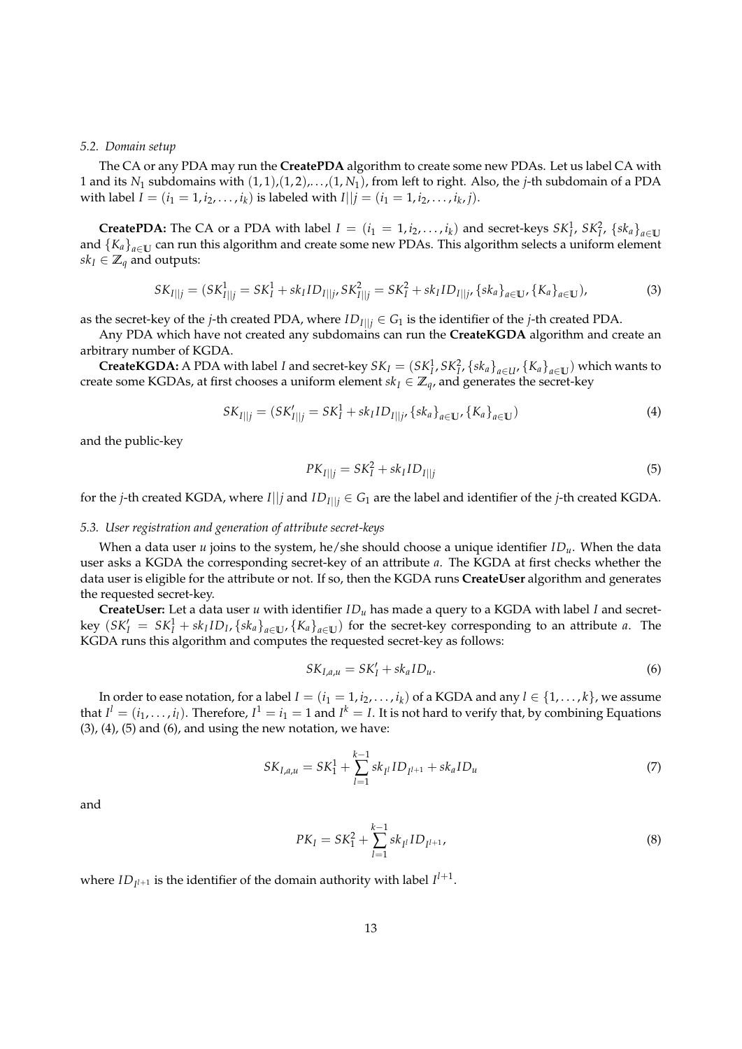### 5.2. Domain setup

The CA or any PDA may run the **CreatePDA** algorithm to create some new PDAs. Let us label CA with 1 and its $N_1$ subdomains with $(1,1)$,$(1,2)$,…,$(1,N_1)$, from left to right. Also, the $j$-th subdomain of a PDA with label $I = (i_1 = 1, i_2, \ldots, i_k)$ is labeled with $I||j = (i_1 = 1, i_2, \ldots, i_k, j)$.

**CreatePDA:** The CA or a PDA with label $I = (i_1 = 1, i_2, \ldots, i_k)$ and secret-keys $SK_I^1$, $SK_I^2$, $\{sk_a\}_{a \in \mathbb{U}}$ and $\{K_a\}_{a \in \mathbb{U}}$ can run this algorithm and create some new PDAs. This algorithm selects a uniform element $sk_I \in \mathbb{Z}_q$ and outputs:

$$SK_{I||j} = (SK_{I||j}^1 = SK_I^1 + sk_I ID_{I||j}, SK_{I||j}^2 = SK_I^2 + sk_I ID_{I||j}, \{sk_a\}_{a \in \mathbb{U}}, \{K_a\}_{a \in \mathbb{U}}), \tag{3}$$

as the secret-key of the $j$-th created PDA, where $ID_{I||j} \in G_1$ is the identifier of the $j$-th created PDA.

Any PDA which have not created any subdomains can run the **CreateKGDA** algorithm and create an arbitrary number of KGDA.

**CreateKGDA:** A PDA with label $I$ and secret-key $SK_I = (SK_I^1, SK_I^2, \{sk_a\}_{a \in U}, \{K_a\}_{a \in \mathbb{U}})$ which wants to create some KGDAs, at first chooses a uniform element $sk_I \in \mathbb{Z}_q$, and generates the secret-key

$$SK_{I||j} = (SK'_{I||j} = SK_I^1 + sk_I ID_{I||j}, \{sk_a\}_{a \in \mathbb{U}}, \{K_a\}_{a \in \mathbb{U}}) \tag{4}$$

and the public-key

$$PK_{I||j} = SK_I^2 + sk_I ID_{I||j} \tag{5}$$

for the $j$-th created KGDA, where $I||j$ and $ID_{I||j} \in G_1$ are the label and identifier of the $j$-th created KGDA.

### 5.3. User registration and generation of attribute secret-keys

When a data user $u$ joins to the system, he/she should choose a unique identifier $ID_u$. When the data user asks a KGDA the corresponding secret-key of an attribute $a$. The KGDA at first checks whether the data user is eligible for the attribute or not. If so, then the KGDA runs **CreateUser** algorithm and generates the requested secret-key.

**CreateUser:** Let a data user $u$ with identifier $ID_u$ has made a query to a KGDA with label $I$ and secret-key $(SK'_I = SK_I^1 + sk_I ID_I, \{sk_a\}_{a \in \mathbb{U}}, \{K_a\}_{a \in \mathbb{U}})$ for the secret-key corresponding to an attribute $a$. The KGDA runs this algorithm and computes the requested secret-key as follows:

$$SK_{I,a,u} = SK'_I + sk_a ID_u. \tag{6}$$

In order to ease notation, for a label $I = (i_1 = 1, i_2, \ldots, i_k)$ of a KGDA and any $l \in \{1, \ldots, k\}$, we assume that $I^l = (i_1, \ldots, i_l)$. Therefore, $I^1 = i_1 = 1$ and $I^k = I$. It is not hard to verify that, by combining Equations (3), (4), (5) and (6), and using the new notation, we have:

$$SK_{I,a,u} = SK_1^1 + \sum_{l=1}^{k-1} sk_{I^l} ID_{I^{l+1}} + sk_a ID_u \tag{7}$$

and

$$PK_I = SK_1^2 + \sum_{l=1}^{k-1} sk_{I^l} ID_{I^{l+1}}, \tag{8}$$

where $ID_{I^{l+1}}$ is the identifier of the domain authority with label $I^{l+1}$.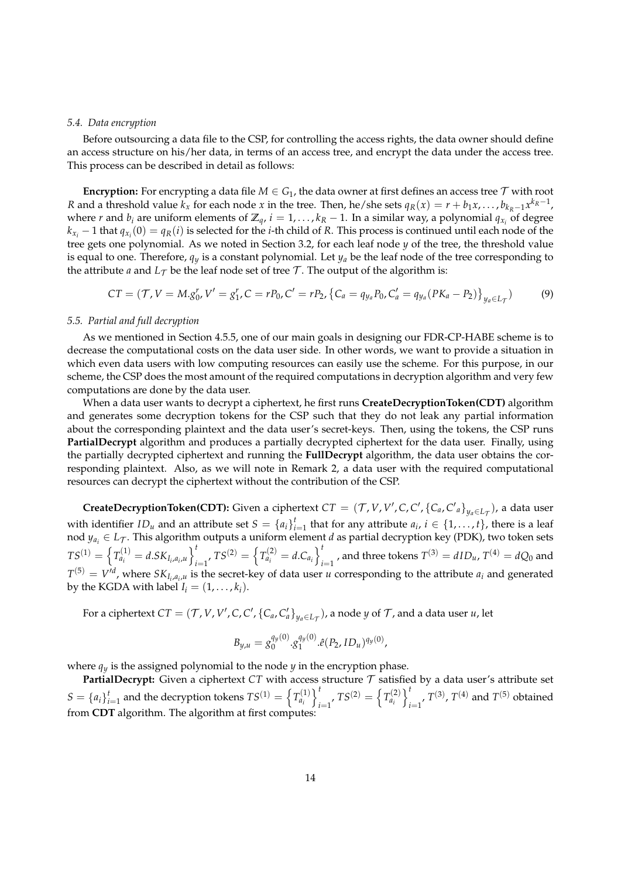### 5.4. Data encryption

Before outsourcing a data file to the CSP, for controlling the access rights, the data owner should define an access structure on his/her data, in terms of an access tree, and encrypt the data under the access tree. This process can be described in detail as follows:

**Encryption:** For encrypting a data file $M \in G_1$, the data owner at first defines an access tree $\mathcal{T}$ with root $R$ and a threshold value $k_x$ for each node $x$ in the tree. Then, he/she sets $q_R(x) = r + b_1 x, \ldots, b_{k_R - 1} x^{k_R - 1}$, where $r$ and $b_i$ are uniform elements of $\mathbb{Z}_q$, $i = 1, \ldots, k_R - 1$. In a similar way, a polynomial $q_{x_i}$ of degree $k_{x_i} - 1$ that $q_{x_i}(0) = q_R(i)$ is selected for the $i$-th child of $R$. This process is continued until each node of the tree gets one polynomial. As we noted in Section 3.2, for each leaf node $y$ of the tree, the threshold value is equal to one. Therefore, $q_y$ is a constant polynomial. Let $y_a$ be the leaf node of the tree corresponding to the attribute $a$ and $L_{\mathcal{T}}$ be the leaf node set of tree $\mathcal{T}$. The output of the algorithm is:

$$CT = (\mathcal{T}, V = M.g_0^r, V' = g_1^r, C = rP_0, C' = rP_2, \{C_a = q_{y_a} P_0, C'_a = q_{y_a}(PK_a - P_2)\}_{y_a \in L_{\mathcal{T}}}) \tag{9}$$

### 5.5. Partial and full decryption

As we mentioned in Section 4.5.5, one of our main goals in designing our FDR-CP-HABE scheme is to decrease the computational costs on the data user side. In other words, we want to provide a situation in which even data users with low computing resources can easily use the scheme. For this purpose, in our scheme, the CSP does the most amount of the required computations in decryption algorithm and very few computations are done by the data user.

When a data user wants to decrypt a ciphertext, he first runs **CreateDecryptionToken(CDT)** algorithm and generates some decryption tokens for the CSP such that they do not leak any partial information about the corresponding plaintext and the data user's secret-keys. Then, using the tokens, the CSP runs **PartialDecrypt** algorithm and produces a partially decrypted ciphertext for the data user. Finally, using the partially decrypted ciphertext and running the **FullDecrypt** algorithm, the data user obtains the corresponding plaintext. Also, as we will note in Remark 2, a data user with the required computational resources can decrypt the ciphertext without the contribution of the CSP.

**CreateDecryptionToken(CDT):** Given a ciphertext $CT = (\mathcal{T}, V, V', C, C', \{C_a, C'_a\}_{y_a \in L_{\mathcal{T}}})$, a data user with identifier $ID_u$ and an attribute set $S = \{a_i\}_{i=1}^t$ that for any attribute $a_i$, $i \in \{1, \ldots, t\}$, there is a leaf nod $y_{a_i} \in L_{\mathcal{T}}$. This algorithm outputs a uniform element $d$ as partial decryption key (PDK), two token sets $TS^{(1)} = \left\{T_{a_i}^{(1)} = d.SK_{I_i, a_i, u}\right\}_{i=1}^t$, $TS^{(2)} = \left\{T_{a_i}^{(2)} = d.C_{a_i}\right\}_{i=1}^t$, and three tokens $T^{(3)} = dID_u$, $T^{(4)} = dQ_0$ and $T^{(5)} = V'^d$, where $SK_{I_i, a_i, u}$ is the secret-key of data user $u$ corresponding to the attribute $a_i$ and generated by the KGDA with label $I_i = (1, \ldots, k_i)$.

For a ciphertext $CT = (\mathcal{T}, V, V', C, C', \{C_a, C'_a\}_{y_a \in L_{\mathcal{T}}})$, a node $y$ of $\mathcal{T}$, and a data user $u$, let

$$B_{y,u} = g_0^{q_y(0)}.g_1^{q_y(0)}.\hat{e}(P_2, ID_u)^{q_y(0)},$$

where $q_y$ is the assigned polynomial to the node $y$ in the encryption phase.

**PartialDecrypt:** Given a ciphertext $CT$ with access structure $\mathcal{T}$ satisfied by a data user's attribute set $S = \{a_i\}_{i=1}^t$ and the decryption tokens $TS^{(1)} = \left\{T_{a_i}^{(1)}\right\}_{i=1}^t$, $TS^{(2)} = \left\{T_{a_i}^{(2)}\right\}_{i=1}^t$, $T^{(3)}$, $T^{(4)}$ and $T^{(5)}$ obtained from **CDT** algorithm. The algorithm at first computes: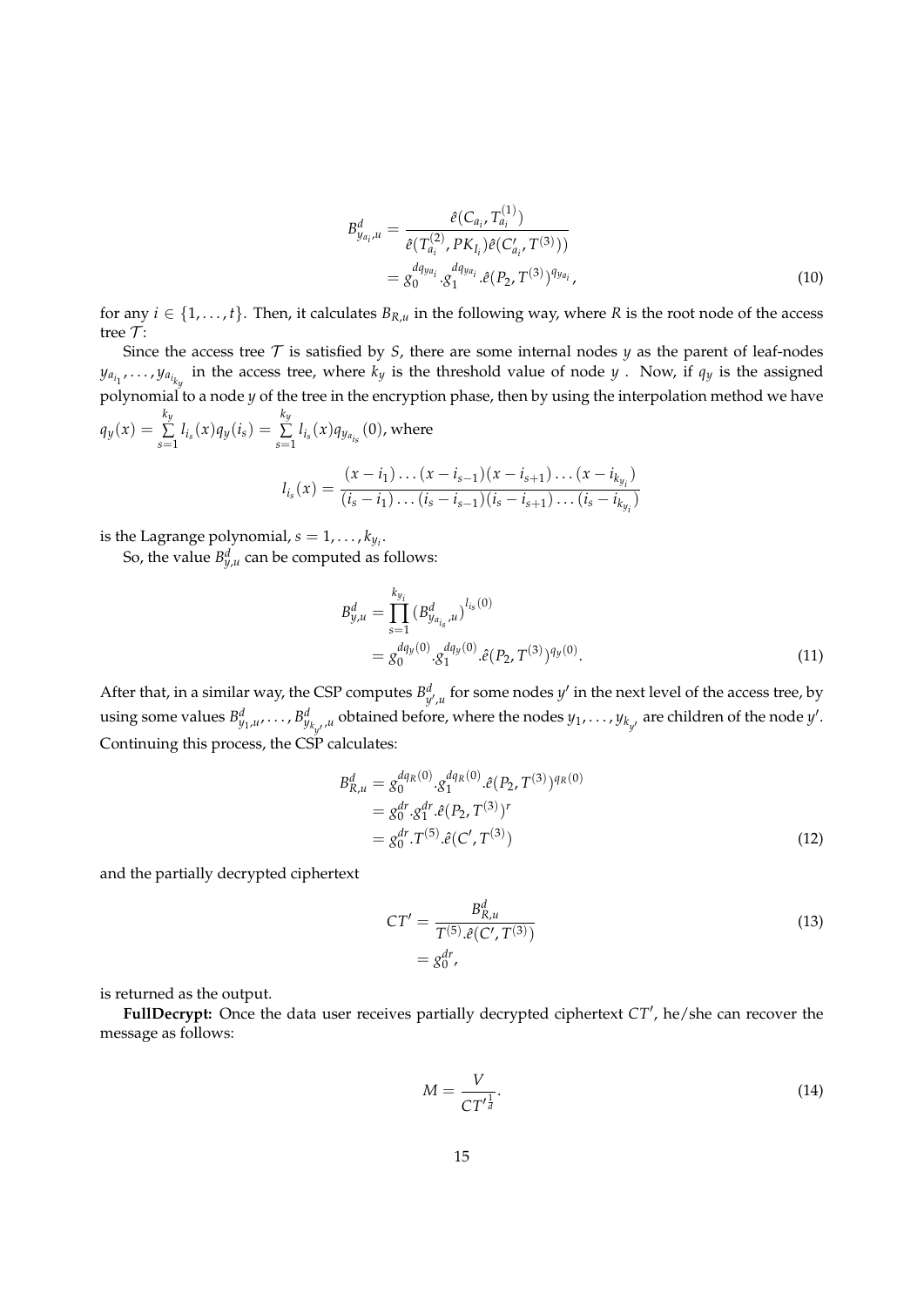$$
\begin{aligned}
B^d_{y_{a_i},u} &= \frac{\hat{e}(C_{a_i}, T^{(1)}_{a_i})}{\hat{e}(T^{(2)}_{a_i}, PK_{I_i})\hat{e}(C'_{a_i}, T^{(3)}))} \\
&= g_0^{dq_{y_{a_i}}}.g_1^{dq_{y_{a_i}}}.\hat{e}(P_2, T^{(3)})^{q_{y_{a_i}}},
\end{aligned} \tag{10}
$$

for any $i \in \{1, \ldots, t\}$. Then, it calculates $B_{R,u}$ in the following way, where $R$ is the root node of the access tree $\mathcal{T}$:

Since the access tree $\mathcal{T}$ is satisfied by $S$, there are some internal nodes $y$ as the parent of leaf-nodes $y_{a_{i_1}}, \ldots, y_{a_{i_{k_y}}}$ in the access tree, where $k_y$ is the threshold value of node $y$ . Now, if $q_y$ is the assigned polynomial to a node $y$ of the tree in the encryption phase, then by using the interpolation method we have $q_y(x) = \sum\limits_{s=1}^{k_y} l_{i_s}(x) q_y(i_s) = \sum\limits_{s=1}^{k_y} l_{i_s}(x) q_{y_{a_{i_s}}}(0)$, where

$$
l_{i_s}(x) = \frac{(x - i_1)\ldots(x - i_{s-1})(x - i_{s+1})\ldots(x - i_{k_{y_i}})}{(i_s - i_1)\ldots(i_s - i_{s-1})(i_s - i_{s+1})\ldots(i_s - i_{k_{y_i}})}
$$

is the Lagrange polynomial, $s = 1, \ldots, k_{y_i}$.

So, the value $B^d_{y,u}$ can be computed as follows:

$$
\begin{aligned}
B^d_{y,u} &= \prod_{s=1}^{k_{y_i}} (B^d_{y_{a_{i_s}},u})^{l_{i_s}(0)} \\
&= g_0^{dq_y(0)}.g_1^{dq_y(0)}.\hat{e}(P_2, T^{(3)})^{q_y(0)}.
\end{aligned} \tag{11}
$$

After that, in a similar way, the CSP computes $B^d_{y',u}$ for some nodes $y'$ in the next level of the access tree, by using some values $B^d_{y_1,u}, \ldots, B^d_{y_{k_{y'}},u}$ obtained before, where the nodes $y_1, \ldots, y_{k_{y'}}$ are children of the node $y'$. Continuing this process, the CSP calculates:

$$
\begin{aligned}
B^d_{R,u} &= g_0^{dq_R(0)}.g_1^{dq_R(0)}.\hat{e}(P_2, T^{(3)})^{q_R(0)} \\
&= g_0^{dr}.g_1^{dr}.\hat{e}(P_2, T^{(3)})^r \\
&= g_0^{dr}.T^{(5)}.\hat{e}(C', T^{(3)})
\end{aligned} \tag{12}
$$

and the partially decrypted ciphertext

$$
\begin{aligned}
CT' &= \frac{B^d_{R,u}}{T^{(5)}.\hat{e}(C', T^{(3)})} \\
&= g_0^{dr},
\end{aligned} \tag{13}
$$

is returned as the output.

**FullDecrypt:** Once the data user receives partially decrypted ciphertext $CT'$, he/she can recover the message as follows:

$$
M = \frac{V}{CT'^{\frac{1}{d}}}. \tag{14}
$$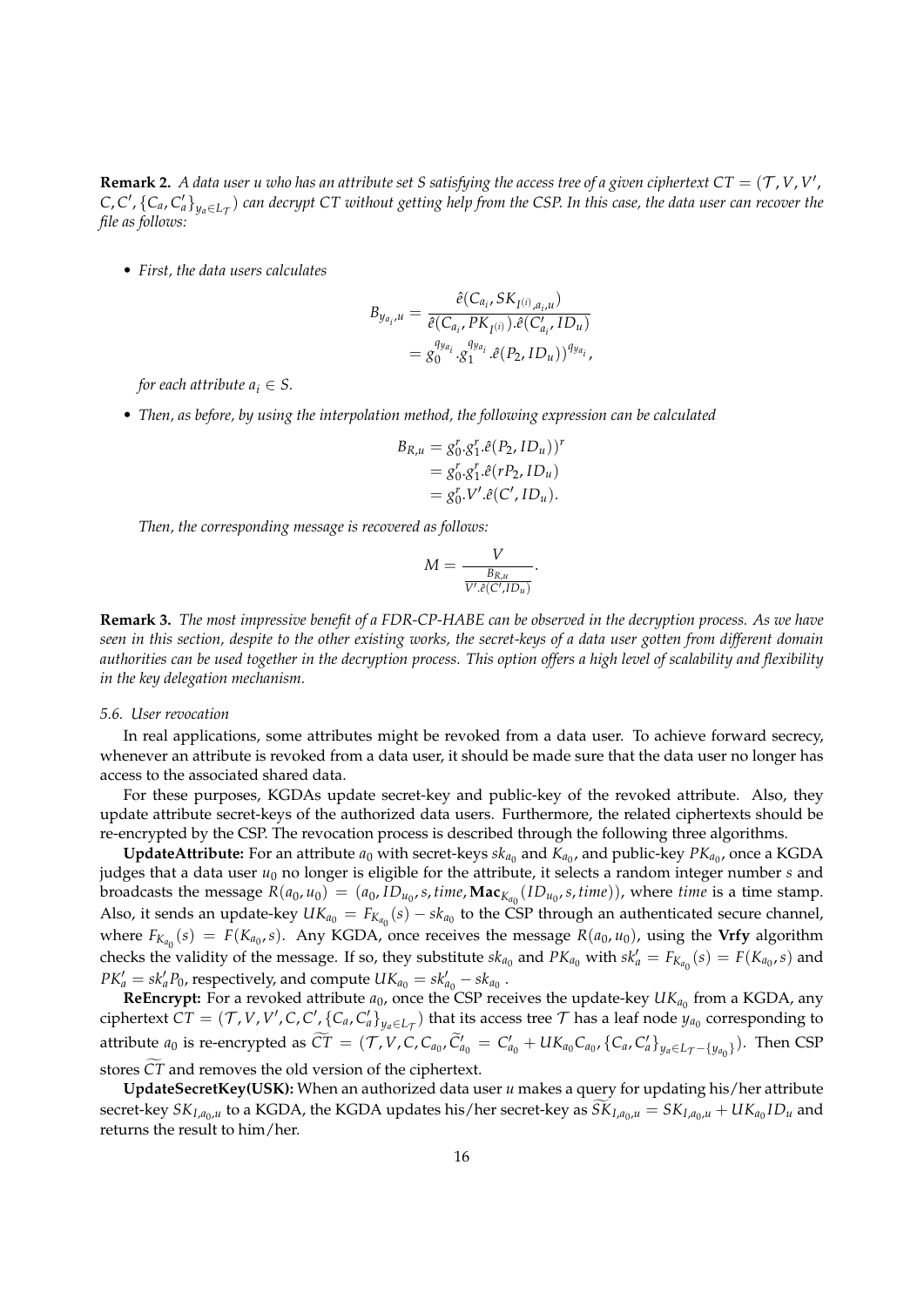**Remark 2.** *A data user $u$ who has an attribute set $S$ satisfying the access tree of a given ciphertext $CT = (\mathcal{T}, V, V', C, C', \{C_a, C'_a\}_{y_a \in L_{\mathcal{T}}})$ can decrypt $CT$ without getting help from the CSP. In this case, the data user can recover the file as follows:*

- *First, the data users calculates*

$$B_{y_{a_i},u} = \frac{\hat{e}(C_{a_i}, SK_{I^{(i)},a_i,u})}{\hat{e}(C_{a_i}, PK_{I^{(i)}}).\hat{e}(C'_{a_i}, ID_u)} = g_0^{q_{y_{a_i}}}.g_1^{q_{y_{a_i}}}.\hat{e}(P_2, ID_u))^{q_{y_{a_i}}},$$

*for each attribute $a_i \in S$.*

- *Then, as before, by using the interpolation method, the following expression can be calculated*

$$\begin{aligned} B_{R,u} &= g_0^r.g_1^r.\hat{e}(P_2, ID_u))^r \\ &= g_0^r.g_1^r.\hat{e}(rP_2, ID_u) \\ &= g_0^r.V'.\hat{e}(C', ID_u). \end{aligned}$$

*Then, the corresponding message is recovered as follows:*

$$M = \frac{V}{\frac{B_{R,u}}{V'.\hat{e}(C', ID_u)}}.$$

**Remark 3.** *The most impressive benefit of a FDR-CP-HABE can be observed in the decryption process. As we have seen in this section, despite to the other existing works, the secret-keys of a data user gotten from different domain authorities can be used together in the decryption process. This option offers a high level of scalability and flexibility in the key delegation mechanism.*

### 5.6. User revocation

In real applications, some attributes might be revoked from a data user. To achieve forward secrecy, whenever an attribute is revoked from a data user, it should be made sure that the data user no longer has access to the associated shared data.

For these purposes, KGDAs update secret-key and public-key of the revoked attribute. Also, they update attribute secret-keys of the authorized data users. Furthermore, the related ciphertexts should be re-encrypted by the CSP. The revocation process is described through the following three algorithms.

**UpdateAttribute:** For an attribute $a_0$ with secret-keys $sk_{a_0}$ and $K_{a_0}$, and public-key $PK_{a_0}$, once a KGDA judges that a data user $u_0$ no longer is eligible for the attribute, it selects a random integer number $s$ and broadcasts the message $R(a_0, u_0) = (a_0, ID_{u_0}, s, time, \mathbf{Mac}_{K_{a_0}}(ID_{u_0}, s, time))$, where $time$ is a time stamp. Also, it sends an update-key $UK_{a_0} = F_{K_{a_0}}(s) - sk_{a_0}$ to the CSP through an authenticated secure channel, where $F_{K_{a_0}}(s) = F(K_{a_0}, s)$. Any KGDA, once receives the message $R(a_0, u_0)$, using the **Vrfy** algorithm checks the validity of the message. If so, they substitute $sk_{a_0}$ and $PK_{a_0}$ with $sk'_a = F_{K_{a_0}}(s) = F(K_{a_0}, s)$ and $PK'_a = sk'_a P_0$, respectively, and compute $UK_{a_0} = sk'_{a_0} - sk_{a_0}$.

**ReEncrypt:** For a revoked attribute $a_0$, once the CSP receives the update-key $UK_{a_0}$ from a KGDA, any ciphertext $CT = (\mathcal{T}, V, V', C, C', \{C_a, C'_a\}_{y_a \in L_{\mathcal{T}}})$ that its access tree $\mathcal{T}$ has a leaf node $y_{a_0}$ corresponding to attribute $a_0$ is re-encrypted as $\widetilde{CT} = (\mathcal{T}, V, C, C_{a_0}, \widetilde{C}'_{a_0} = C'_{a_0} + UK_{a_0}C_{a_0}, \{C_a, C'_a\}_{y_a \in L_{\mathcal{T}} - \{y_{a_0}\}})$. Then CSP stores $\widetilde{CT}$ and removes the old version of the ciphertext.

**UpdateSecretKey(USK):** When an authorized data user $u$ makes a query for updating his/her attribute secret-key $SK_{I,a_0,u}$ to a KGDA, the KGDA updates his/her secret-key as $\widetilde{SK}_{I,a_0,u} = SK_{I,a_0,u} + UK_{a_0}ID_u$ and returns the result to him/her.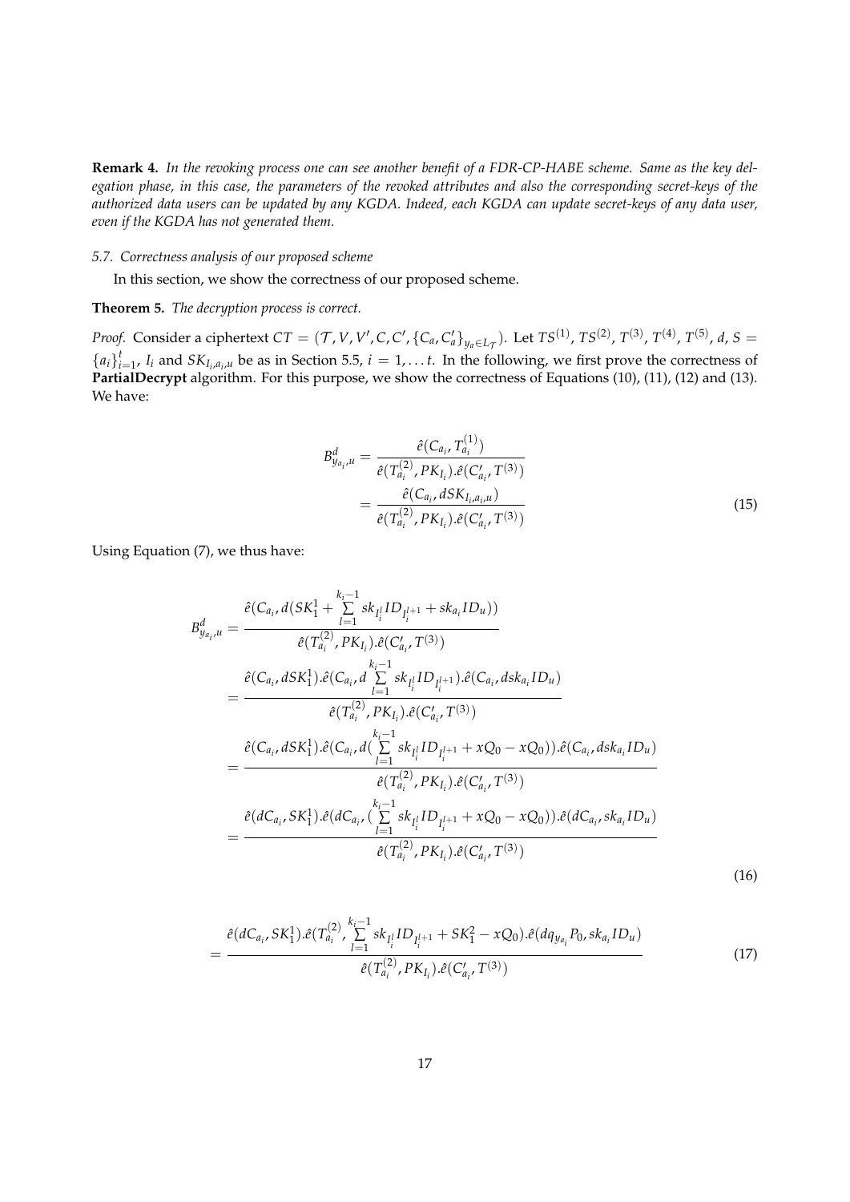**Remark 4.** *In the revoking process one can see another benefit of a FDR-CP-HABE scheme. Same as the key delegation phase, in this case, the parameters of the revoked attributes and also the corresponding secret-keys of the authorized data users can be updated by any KGDA. Indeed, each KGDA can update secret-keys of any data user, even if the KGDA has not generated them.*

### 5.7. Correctness analysis of our proposed scheme

In this section, we show the correctness of our proposed scheme.

**Theorem 5.** *The decryption process is correct.*

*Proof.* Consider a ciphertext $CT = (\mathcal{T}, V, V', C, C', \{C_a, C'_a\}_{y_a \in L_\mathcal{T}})$. Let $TS^{(1)}$, $TS^{(2)}$, $T^{(3)}$, $T^{(4)}$, $T^{(5)}$, $d$, $S = \{a_i\}_{i=1}^{t}$, $I_i$ and $SK_{I_i,a_i,u}$ be as in Section 5.5, $i = 1, \dots t$. In the following, we first prove the correctness of **PartialDecrypt** algorithm. For this purpose, we show the correctness of Equations (10), (11), (12) and (13). We have:

$$
\begin{aligned}
B^{d}_{y_{a_i},u} &= \frac{\hat{e}(C_{a_i}, T^{(1)}_{a_i})}{\hat{e}(T^{(2)}_{a_i}, PK_{I_i}).\hat{e}(C'_{a_i}, T^{(3)})} \\
&= \frac{\hat{e}(C_{a_i}, dSK_{I_i,a_i,u})}{\hat{e}(T^{(2)}_{a_i}, PK_{I_i}).\hat{e}(C'_{a_i}, T^{(3)})}
\end{aligned}
\tag{15}
$$

Using Equation (7), we thus have:

$$
\begin{aligned}
B^{d}_{y_{a_i},u} &= \frac{\hat{e}(C_{a_i}, d(SK^1_1 + \sum_{l=1}^{k_i-1} sk_{I^l_i} ID_{I^{l+1}_i} + sk_{a_i} ID_u))}{\hat{e}(T^{(2)}_{a_i}, PK_{I_i}).\hat{e}(C'_{a_i}, T^{(3)})} \\
&= \frac{\hat{e}(C_{a_i}, dSK^1_1).\hat{e}(C_{a_i}, d\sum_{l=1}^{k_i-1} sk_{I^l_i} ID_{I^{l+1}_i}).\hat{e}(C_{a_i}, dsk_{a_i} ID_u)}{\hat{e}(T^{(2)}_{a_i}, PK_{I_i}).\hat{e}(C'_{a_i}, T^{(3)})} \\
&= \frac{\hat{e}(C_{a_i}, dSK^1_1).\hat{e}(C_{a_i}, d(\sum_{l=1}^{k_i-1} sk_{I^l_i} ID_{I^{l+1}_i} + xQ_0 - xQ_0)).\hat{e}(C_{a_i}, dsk_{a_i} ID_u)}{\hat{e}(T^{(2)}_{a_i}, PK_{I_i}).\hat{e}(C'_{a_i}, T^{(3)})} \\
&= \frac{\hat{e}(dC_{a_i}, SK^1_1).\hat{e}(dC_{a_i}, (\sum_{l=1}^{k_i-1} sk_{I^l_i} ID_{I^{l+1}_i} + xQ_0 - xQ_0)).\hat{e}(dC_{a_i}, sk_{a_i} ID_u)}{\hat{e}(T^{(2)}_{a_i}, PK_{I_i}).\hat{e}(C'_{a_i}, T^{(3)})}
\end{aligned}
\tag{16}
$$

$$
= \frac{\hat{e}(dC_{a_i}, SK^1_1).\hat{e}(T^{(2)}_{a_i}, \sum_{l=1}^{k_i-1} sk_{I^l_i} ID_{I^{l+1}_i} + SK^2_1 - xQ_0).\hat{e}(dq_{y_{a_i}} P_0, sk_{a_i} ID_u)}{\hat{e}(T^{(2)}_{a_i}, PK_{I_i}).\hat{e}(C'_{a_i}, T^{(3)})}
\tag{17}
$$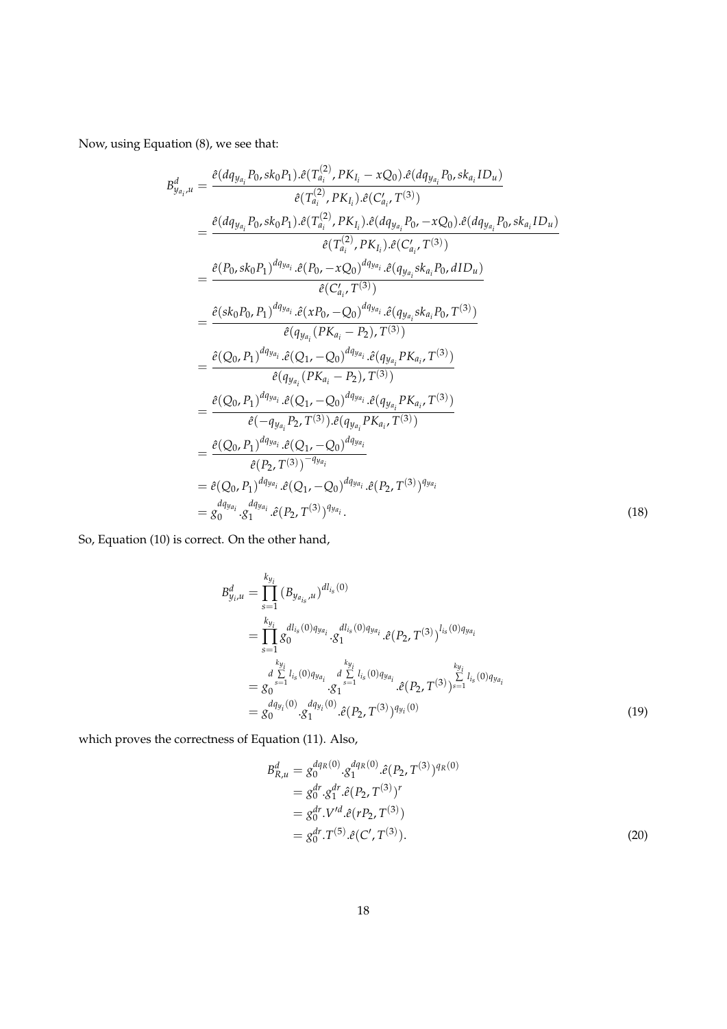Now, using Equation (8), we see that:

$$
\begin{aligned}
B^d_{y_{a_i},u} &= \frac{\hat{e}(dq_{y_{a_i}}P_0, sk_0P_1).\hat{e}(T^{(2)}_{a_i}, PK_{I_i} - xQ_0).\hat{e}(dq_{y_{a_i}}P_0, sk_{a_i}ID_u)}{\hat{e}(T^{(2)}_{a_i}, PK_{I_i}).\hat{e}(C'_{a_i}, T^{(3)})} \\
&= \frac{\hat{e}(dq_{y_{a_i}}P_0, sk_0P_1).\hat{e}(T^{(2)}_{a_i}, PK_{I_i}).\hat{e}(dq_{y_{a_i}}P_0, -xQ_0).\hat{e}(dq_{y_{a_i}}P_0, sk_{a_i}ID_u)}{\hat{e}(T^{(2)}_{a_i}, PK_{I_i}).\hat{e}(C'_{a_i}, T^{(3)})} \\
&= \frac{\hat{e}(P_0, sk_0P_1)^{dq_{y_{a_i}}}.\hat{e}(P_0, -xQ_0)^{dq_{y_{a_i}}}.\hat{e}(q_{y_{a_i}}sk_{a_i}P_0, dID_u)}{\hat{e}(C'_{a_i}, T^{(3)})} \\
&= \frac{\hat{e}(sk_0P_0, P_1)^{dq_{y_{a_i}}}.\hat{e}(xP_0, -Q_0)^{dq_{y_{a_i}}}.\hat{e}(q_{y_{a_i}}sk_{a_i}P_0, T^{(3)})}{\hat{e}(q_{y_{a_i}}(PK_{a_i} - P_2), T^{(3)})} \\
&= \frac{\hat{e}(Q_0, P_1)^{dq_{y_{a_i}}}.\hat{e}(Q_1, -Q_0)^{dq_{y_{a_i}}}.\hat{e}(q_{y_{a_i}}PK_{a_i}, T^{(3)})}{\hat{e}(q_{y_{a_i}}(PK_{a_i} - P_2), T^{(3)})} \\
&= \frac{\hat{e}(Q_0, P_1)^{dq_{y_{a_i}}}.\hat{e}(Q_1, -Q_0)^{dq_{y_{a_i}}}.\hat{e}(q_{y_{a_i}}PK_{a_i}, T^{(3)})}{\hat{e}(-q_{y_{a_i}}P_2, T^{(3)}).\hat{e}(q_{y_{a_i}}PK_{a_i}, T^{(3)})} \\
&= \frac{\hat{e}(Q_0, P_1)^{dq_{y_{a_i}}}.\hat{e}(Q_1, -Q_0)^{dq_{y_{a_i}}}}{\hat{e}(P_2, T^{(3)})^{-q_{y_{a_i}}}} \\
&= \hat{e}(Q_0, P_1)^{dq_{y_{a_i}}}.\hat{e}(Q_1, -Q_0)^{dq_{y_{a_i}}}.\hat{e}(P_2, T^{(3)})^{q_{y_{a_i}}} \\
&= g_0^{dq_{y_{a_i}}}.g_1^{dq_{y_{a_i}}}.\hat{e}(P_2, T^{(3)})^{q_{y_{a_i}}}.
\end{aligned}
\tag{18}
$$

So, Equation (10) is correct. On the other hand,

$$
\begin{aligned}
B^d_{y_i,u} &= \prod_{s=1}^{k_{y_i}} (B_{y_{a_{i_s}},u})^{dl_{i_s}(0)} \\
&= \prod_{s=1}^{k_{y_i}} g_0^{dl_{i_s}(0)q_{y_{a_i}}}.g_1^{dl_{i_s}(0)q_{y_{a_i}}}.\hat{e}(P_2, T^{(3)})^{l_{i_s}(0)q_{y_{a_i}}} \\
&= g_0^{d\sum_{s=1}^{k_{y_i}} l_{i_s}(0)q_{y_{a_i}}}.g_1^{d\sum_{s=1}^{k_{y_i}} l_{i_s}(0)q_{y_{a_i}}}.\hat{e}(P_2, T^{(3)})^{\sum_{s=1}^{k_{y_i}} l_{i_s}(0)q_{y_{a_i}}} \\
&= g_0^{dq_{y_i}(0)}.g_1^{dq_{y_i}(0)}.\hat{e}(P_2, T^{(3)})^{q_{y_i}(0)}
\end{aligned}
\tag{19}
$$

which proves the correctness of Equation (11). Also,

$$
\begin{aligned}
B^d_{R,u} &= g_0^{dq_R(0)}.g_1^{dq_R(0)}.\hat{e}(P_2, T^{(3)})^{q_R(0)} \\
&= g_0^{dr}.g_1^{dr}.\hat{e}(P_2, T^{(3)})^r \\
&= g_0^{dr}.V'^d.\hat{e}(rP_2, T^{(3)}) \\
&= g_0^{dr}.T^{(5)}.\hat{e}(C', T^{(3)}).
\end{aligned}
\tag{20}
$$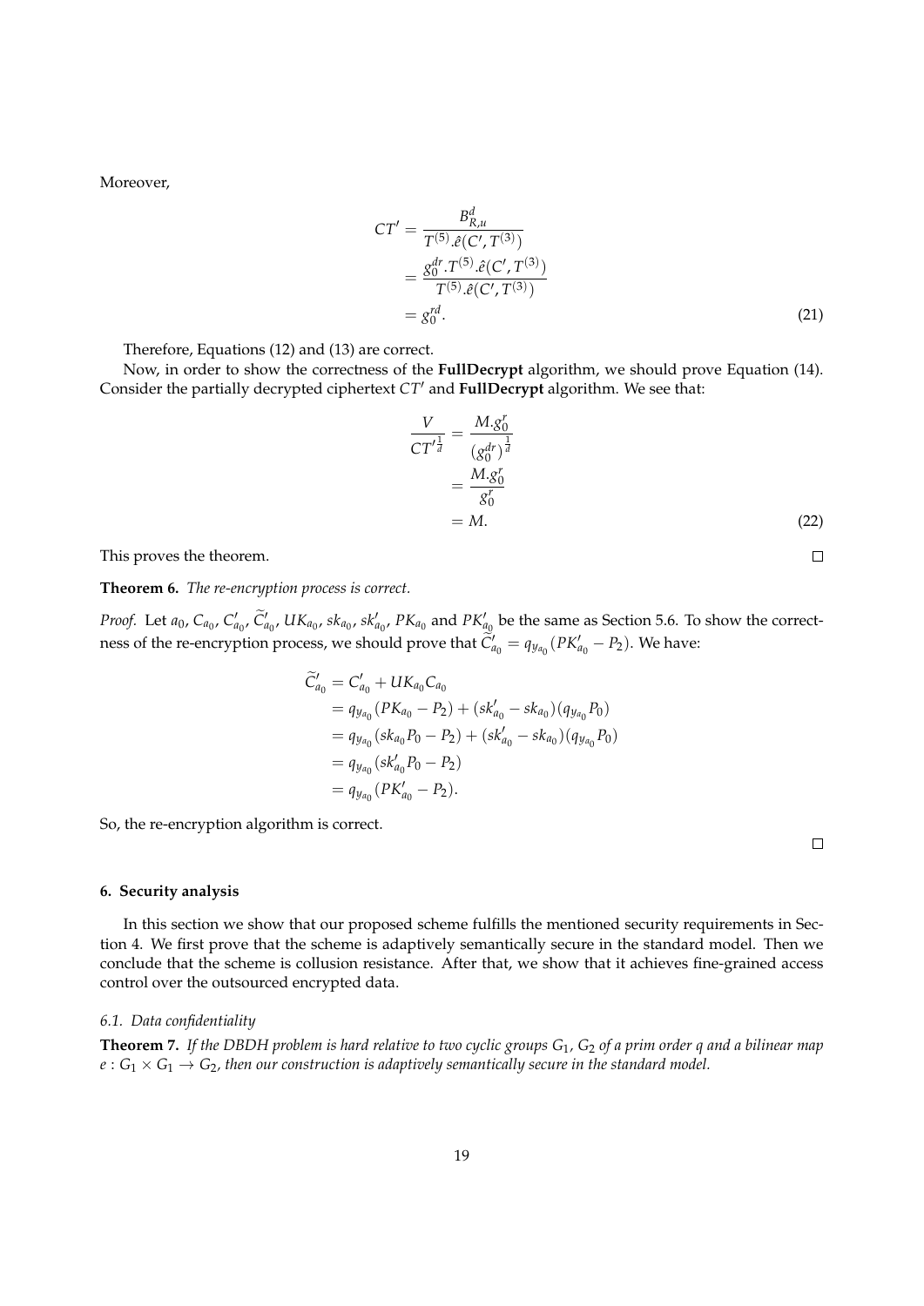Moreover,

$$
\begin{aligned}
CT' &= \frac{B_{R,u}^{d}}{T^{(5)}.\hat{e}(C', T^{(3)})} \\
&= \frac{g_0^{dr}.T^{(5)}.\hat{e}(C', T^{(3)})}{T^{(5)}.\hat{e}(C', T^{(3)})} \\
&= g_0^{rd}.
\end{aligned} \tag{21}
$$

Therefore, Equations (12) and (13) are correct.

Now, in order to show the correctness of the **FullDecrypt** algorithm, we should prove Equation (14). Consider the partially decrypted ciphertext $CT'$ and **FullDecrypt** algorithm. We see that:

$$
\begin{aligned}
\frac{V}{CT'^{\frac{1}{d}}} &= \frac{M.g_0^r}{(g_0^{dr})^{\frac{1}{d}}} \\
&= \frac{M.g_0^r}{g_0^r} \\
&= M.
\end{aligned} \tag{22}
$$

This proves the theorem. □

**Theorem 6.** *The re-encryption process is correct.*

*Proof.* Let $a_0$, $C_{a_0}$, $C'_{a_0}$, $\widetilde{C}'_{a_0}$, $UK_{a_0}$, $sk_{a_0}$, $sk'_{a_0}$, $PK_{a_0}$ and $PK'_{a_0}$ be the same as Section 5.6. To show the correctness of the re-encryption process, we should prove that $\widetilde{C}'_{a_0} = q_{y_{a_0}}(PK'_{a_0} - P_2)$. We have:

$$
\begin{aligned}
\widetilde{C}'_{a_0} &= C'_{a_0} + UK_{a_0}C_{a_0} \\
&= q_{y_{a_0}}(PK_{a_0} - P_2) + (sk'_{a_0} - sk_{a_0})(q_{y_{a_0}}P_0) \\
&= q_{y_{a_0}}(sk_{a_0}P_0 - P_2) + (sk'_{a_0} - sk_{a_0})(q_{y_{a_0}}P_0) \\
&= q_{y_{a_0}}(sk'_{a_0}P_0 - P_2) \\
&= q_{y_{a_0}}(PK'_{a_0} - P_2).
\end{aligned}
$$

So, the re-encryption algorithm is correct. □

## 6. Security analysis

In this section we show that our proposed scheme fulfills the mentioned security requirements in Section 4. We first prove that the scheme is adaptively semantically secure in the standard model. Then we conclude that the scheme is collusion resistance. After that, we show that it achieves fine-grained access control over the outsourced encrypted data.

### 6.1. Data confidentiality

**Theorem 7.** *If the DBDH problem is hard relative to two cyclic groups $G_1$, $G_2$ of a prim order $q$ and a bilinear map $e : G_1 \times G_1 \rightarrow G_2$, then our construction is adaptively semantically secure in the standard model.*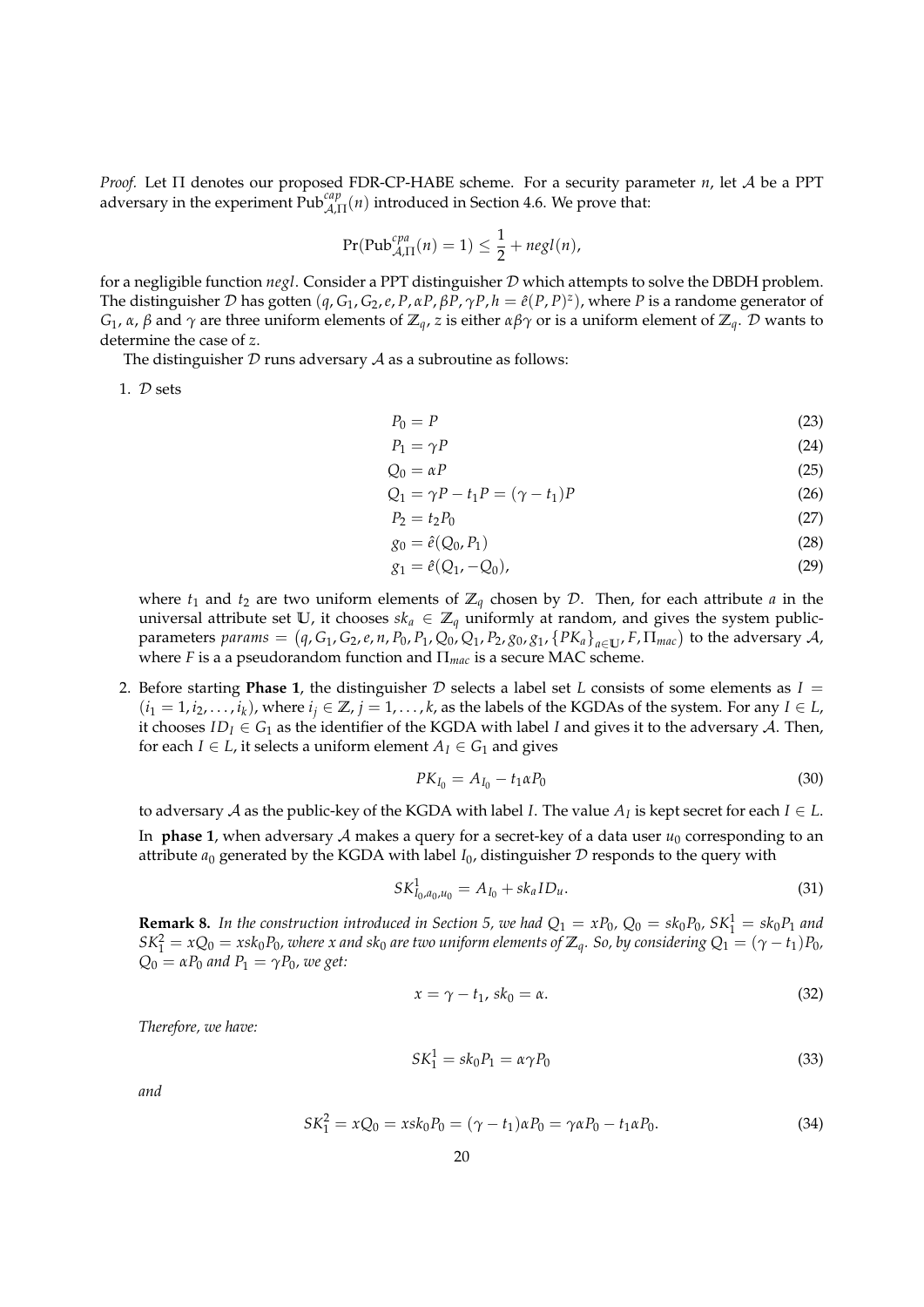*Proof.* Let $\Pi$ denotes our proposed FDR-CP-HABE scheme. For a security parameter $n$, let $\mathcal{A}$ be a PPT adversary in the experiment $\mathrm{Pub}^{cap}_{\mathcal{A},\Pi}(n)$ introduced in Section 4.6. We prove that:

$$\Pr(\mathrm{Pub}^{cpa}_{\mathcal{A},\Pi}(n) = 1) \leq \frac{1}{2} + negl(n),$$

for a negligible function $negl$. Consider a PPT distinguisher $\mathcal{D}$ which attempts to solve the DBDH problem. The distinguisher $\mathcal{D}$ has gotten $(q, G_1, G_2, e, P, \alpha P, \beta P, \gamma P, h = \hat{e}(P, P)^z)$, where $P$ is a randome generator of $G_1$, $\alpha$, $\beta$ and $\gamma$ are three uniform elements of $\mathbb{Z}_q$, $z$ is either $\alpha\beta\gamma$ or is a uniform element of $\mathbb{Z}_q$. $\mathcal{D}$ wants to determine the case of $z$.

The distinguisher $\mathcal{D}$ runs adversary $\mathcal{A}$ as a subroutine as follows:

1. $\mathcal{D}$ sets

$$P_0 = P \tag{23}$$

$$P_1 = \gamma P \tag{24}$$

$$Q_0 = \alpha P \tag{25}$$

$$Q_1 = \gamma P - t_1 P = (\gamma - t_1)P \tag{26}$$

$$P_2 = t_2 P_0 \tag{27}$$

$$g_0 = \hat{e}(Q_0, P_1) \tag{28}$$

$$g_1 = \hat{e}(Q_1, -Q_0), \tag{29}$$

where $t_1$ and $t_2$ are two uniform elements of $\mathbb{Z}_q$ chosen by $\mathcal{D}$. Then, for each attribute $a$ in the universal attribute set $\mathbb{U}$, it chooses $sk_a \in \mathbb{Z}_q$ uniformly at random, and gives the system public-parameters $params = \left(q, G_1, G_2, e, n, P_0, P_1, Q_0, Q_1, P_2, g_0, g_1, \{PK_a\}_{a \in \mathbb{U}}, F, \Pi_{mac}\right)$ to the adversary $\mathcal{A}$, where $F$ is a a pseudorandom function and $\Pi_{mac}$ is a secure MAC scheme.

2. Before starting **Phase 1**, the distinguisher $\mathcal{D}$ selects a label set $L$ consists of some elements as $I = (i_1 = 1, i_2, \ldots, i_k)$, where $i_j \in \mathbb{Z}$, $j = 1, \ldots, k$, as the labels of the KGDAs of the system. For any $I \in L$, it chooses $ID_I \in G_1$ as the identifier of the KGDA with label $I$ and gives it to the adversary $\mathcal{A}$. Then, for each $I \in L$, it selects a uniform element $A_I \in G_1$ and gives

$$PK_{I_0} = A_{I_0} - t_1 \alpha P_0 \tag{30}$$

to adversary $\mathcal{A}$ as the public-key of the KGDA with label $I$. The value $A_I$ is kept secret for each $I \in L$.

In **phase 1**, when adversary $\mathcal{A}$ makes a query for a secret-key of a data user $u_0$ corresponding to an attribute $a_0$ generated by the KGDA with label $I_0$, distinguisher $\mathcal{D}$ responds to the query with

$$SK^1_{I_0, a_0, u_0} = A_{I_0} + sk_a ID_u. \tag{31}$$

**Remark 8.** *In the construction introduced in Section 5, we had $Q_1 = xP_0$, $Q_0 = sk_0 P_0$, $SK^1_1 = sk_0 P_1$ and $SK^2_1 = xQ_0 = xsk_0 P_0$, where $x$ and $sk_0$ are two uniform elements of $\mathbb{Z}_q$. So, by considering $Q_1 = (\gamma - t_1)P_0$, $Q_0 = \alpha P_0$ and $P_1 = \gamma P_0$, we get:*

$$x = \gamma - t_1,\ sk_0 = \alpha. \tag{32}$$

*Therefore, we have:*

$$SK^1_1 = sk_0 P_1 = \alpha\gamma P_0 \tag{33}$$

*and*

$$SK^2_1 = xQ_0 = xsk_0 P_0 = (\gamma - t_1)\alpha P_0 = \gamma\alpha P_0 - t_1 \alpha P_0. \tag{34}$$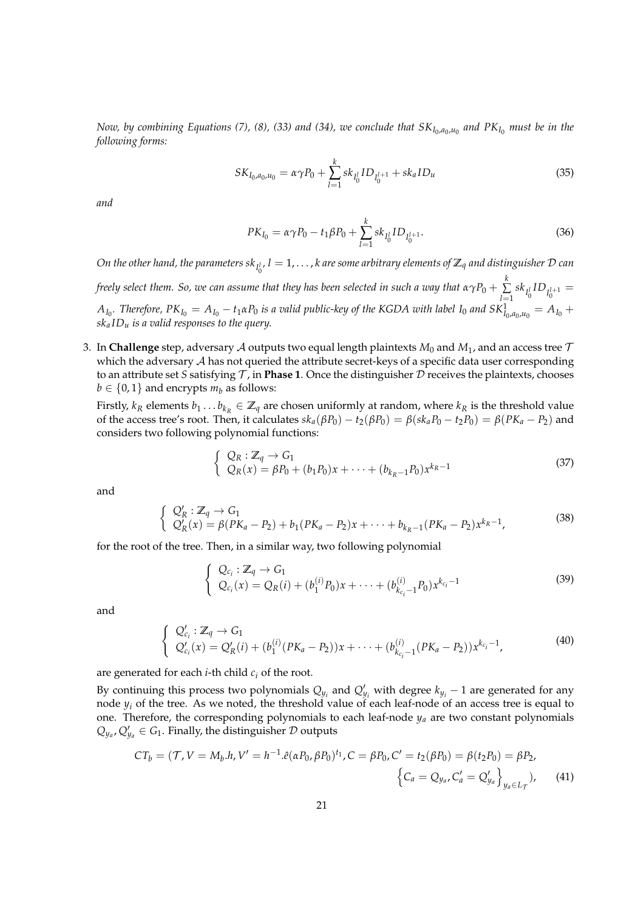*Now, by combining Equations (7), (8), (33) and (34), we conclude that $SK_{I_0,a_0,u_0}$ and $PK_{I_0}$ must be in the following forms:*

$$SK_{I_0,a_0,u_0} = \alpha\gamma P_0 + \sum_{l=1}^{k} sk_{I_0^l} ID_{I_0^{l+1}} + sk_a ID_u \tag{35}$$

*and*

$$PK_{I_0} = \alpha\gamma P_0 - t_1\beta P_0 + \sum_{l=1}^{k} sk_{I_0^l} ID_{I_0^{l+1}}. \tag{36}$$

*On the other hand, the parameters $sk_{I_0^l}$, $l = 1, \ldots, k$ are some arbitrary elements of $\mathbb{Z}_q$ and distinguisher $\mathcal{D}$ can freely select them. So, we can assume that they has been selected in such a way that $\alpha\gamma P_0 + \sum_{l=1}^{k} sk_{I_0^l} ID_{I_0^{l+1}} = A_{I_0}$. Therefore, $PK_{I_0} = A_{I_0} - t_1\alpha P_0$ is a valid public-key of the KGDA with label $I_0$ and $SK^1_{I_0,a_0,u_0} = A_{I_0} + sk_a ID_u$ is a valid responses to the query.*

3. In **Challenge** step, adversary $\mathcal{A}$ outputs two equal length plaintexts $M_0$ and $M_1$, and an access tree $\mathcal{T}$ which the adversary $\mathcal{A}$ has not queried the attribute secret-keys of a specific data user corresponding to an attribute set $S$ satisfying $\mathcal{T}$, in **Phase 1**. Once the distinguisher $\mathcal{D}$ receives the plaintexts, chooses $b \in \{0, 1\}$ and encrypts $m_b$ as follows:

   Firstly, $k_R$ elements $b_1 \ldots b_{k_R} \in \mathbb{Z}_q$ are chosen uniformly at random, where $k_R$ is the threshold value of the access tree's root. Then, it calculates $sk_a(\beta P_0) - t_2(\beta P_0) = \beta(sk_a P_0 - t_2 P_0) = \beta(PK_a - P_2)$ and considers two following polynomial functions:

$$\begin{cases} Q_R : \mathbb{Z}_q \to G_1 \\ Q_R(x) = \beta P_0 + (b_1 P_0)x + \cdots + (b_{k_R - 1} P_0)x^{k_R - 1} \end{cases} \tag{37}$$

   and

$$\begin{cases} Q'_R : \mathbb{Z}_q \to G_1 \\ Q'_R(x) = \beta(PK_a - P_2) + b_1(PK_a - P_2)x + \cdots + b_{k_R - 1}(PK_a - P_2)x^{k_R - 1}, \end{cases} \tag{38}$$

   for the root of the tree. Then, in a similar way, two following polynomial

$$\begin{cases} Q_{c_i} : \mathbb{Z}_q \to G_1 \\ Q_{c_i}(x) = Q_R(i) + (b_1^{(i)} P_0)x + \cdots + (b_{k_{c_i}-1}^{(i)} P_0)x^{k_{c_i} - 1} \end{cases} \tag{39}$$

   and

$$\begin{cases} Q'_{c_i} : \mathbb{Z}_q \to G_1 \\ Q'_{c_i}(x) = Q'_R(i) + (b_1^{(i)}(PK_a - P_2))x + \cdots + (b_{k_{c_i}-1}^{(i)}(PK_a - P_2))x^{k_{c_i} - 1}, \end{cases} \tag{40}$$

   are generated for each $i$-th child $c_i$ of the root.

   By continuing this process two polynomials $Q_{y_i}$ and $Q'_{y_i}$ with degree $k_{y_i} - 1$ are generated for any node $y_i$ of the tree. As we noted, the threshold value of each leaf-node of an access tree is equal to one. Therefore, the corresponding polynomials to each leaf-node $y_a$ are two constant polynomials $Q_{y_a}, Q'_{y_a} \in G_1$. Finally, the distinguisher $\mathcal{D}$ outputs

$$CT_b = (\mathcal{T}, V = M_b.h, V' = h^{-1}.\hat{e}(\alpha P_0, \beta P_0)^{t_1}, C = \beta P_0, C' = t_2(\beta P_0) = \beta(t_2 P_0) = \beta P_2, \left\{C_a = Q_{y_a}, C'_a = Q'_{y_a}\right\}_{y_a \in L_{\mathcal{T}}}), \tag{41}$$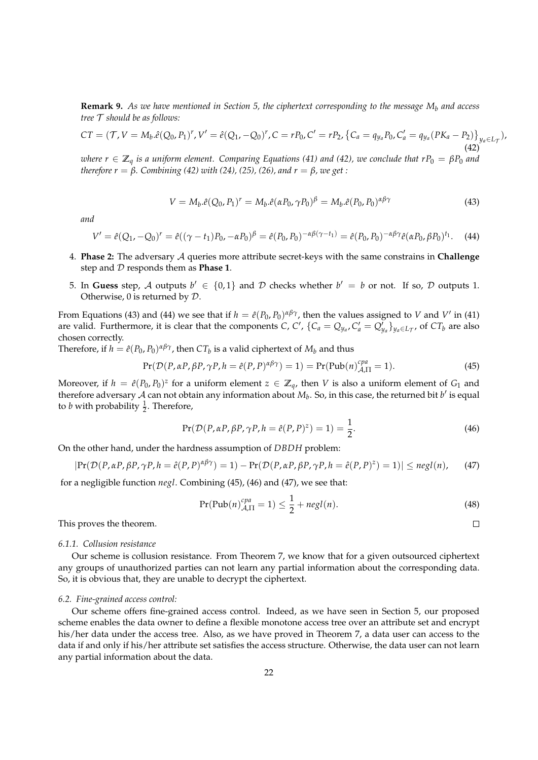**Remark 9.** *As we have mentioned in Section 5, the ciphertext corresponding to the message $M_b$ and access tree $\mathcal{T}$ should be as follows:*

$$CT = (\mathcal{T}, V = M_b.\hat{e}(Q_0, P_1)^r, V' = \hat{e}(Q_1, -Q_0)^r, C = rP_0, C' = rP_2, \{C_a = q_{y_a}P_0, C'_a = q_{y_a}(PK_a - P_2)\}_{y_a \in L_{\mathcal{T}}}), \tag{42}$$

*where $r \in \mathbb{Z}_q$ is a uniform element. Comparing Equations (41) and (42), we conclude that $rP_0 = \beta P_0$ and therefore $r = \beta$. Combining (42) with (24), (25), (26), and $r = \beta$, we get :*

$$V = M_b.\hat{e}(Q_0, P_1)^r = M_b.\hat{e}(\alpha P_0, \gamma P_0)^\beta = M_b.\hat{e}(P_0, P_0)^{\alpha\beta\gamma} \tag{43}$$

*and*

$$V' = \hat{e}(Q_1, -Q_0)^r = \hat{e}((\gamma - t_1)P_0, -\alpha P_0)^\beta = \hat{e}(P_0, P_0)^{-\alpha\beta(\gamma - t_1)} = \hat{e}(P_0, P_0)^{-\alpha\beta\gamma}\hat{e}(\alpha P_0, \beta P_0)^{t_1}. \tag{44}$$

4. **Phase 2:** The adversary $\mathcal{A}$ queries more attribute secret-keys with the same constrains in **Challenge** step and $\mathcal{D}$ responds them as **Phase 1**.
5. In **Guess** step, $\mathcal{A}$ outputs $b' \in \{0, 1\}$ and $\mathcal{D}$ checks whether $b' = b$ or not. If so, $\mathcal{D}$ outputs 1. Otherwise, 0 is returned by $\mathcal{D}$.

From Equations (43) and (44) we see that if $h = \hat{e}(P_0, P_0)^{\alpha\beta\gamma}$, then the values assigned to $V$ and $V'$ in (41) are valid. Furthermore, it is clear that the components $C$, $C'$, $\{C_a = Q_{y_a}, C'_a = Q'_{y_a}\}_{y_a \in L_{\mathcal{T}}}$, of $CT_b$ are also chosen correctly.
Therefore, if $h = \hat{e}(P_0, P_0)^{\alpha\beta\gamma}$, then $CT_b$ is a valid ciphertext of $M_b$ and thus

$$\Pr(\mathcal{D}(P, \alpha P, \beta P, \gamma P, h = \hat{e}(P, P)^{\alpha\beta\gamma}) = 1) = \Pr(\text{Pub}(n)^{cpa}_{\mathcal{A},\Pi} = 1). \tag{45}$$

Moreover, if $h = \hat{e}(P_0, P_0)^z$ for a uniform element $z \in \mathbb{Z}_q$, then $V$ is also a uniform element of $G_1$ and therefore adversary $\mathcal{A}$ can not obtain any information about $M_b$. So, in this case, the returned bit $b'$ is equal to $b$ with probability $\frac{1}{2}$. Therefore,

$$\Pr(\mathcal{D}(P, \alpha P, \beta P, \gamma P, h = \hat{e}(P, P)^z) = 1) = \frac{1}{2}. \tag{46}$$

On the other hand, under the hardness assumption of *DBDH* problem:

$$|\Pr(\mathcal{D}(P, \alpha P, \beta P, \gamma P, h = \hat{e}(P, P)^{\alpha\beta\gamma}) = 1) - \Pr(\mathcal{D}(P, \alpha P, \beta P, \gamma P, h = \hat{e}(P, P)^z) = 1)| \leq negl(n), \tag{47}$$

for a negligible function *negl*. Combining (45), (46) and (47), we see that:

$$\Pr(\text{Pub}(n)^{cpa}_{\mathcal{A},\Pi} = 1) \leq \frac{1}{2} + negl(n). \tag{48}$$

This proves the theorem. □

#### *6.1.1. Collusion resistance*

Our scheme is collusion resistance. From Theorem 7, we know that for a given outsourced ciphertext any groups of unauthorized parties can not learn any partial information about the corresponding data. So, it is obvious that, they are unable to decrypt the ciphertext.

### *6.2. Fine-grained access control:*

Our scheme offers fine-grained access control. Indeed, as we have seen in Section 5, our proposed scheme enables the data owner to define a flexible monotone access tree over an attribute set and encrypt his/her data under the access tree. Also, as we have proved in Theorem 7, a data user can access to the data if and only if his/her attribute set satisfies the access structure. Otherwise, the data user can not learn any partial information about the data.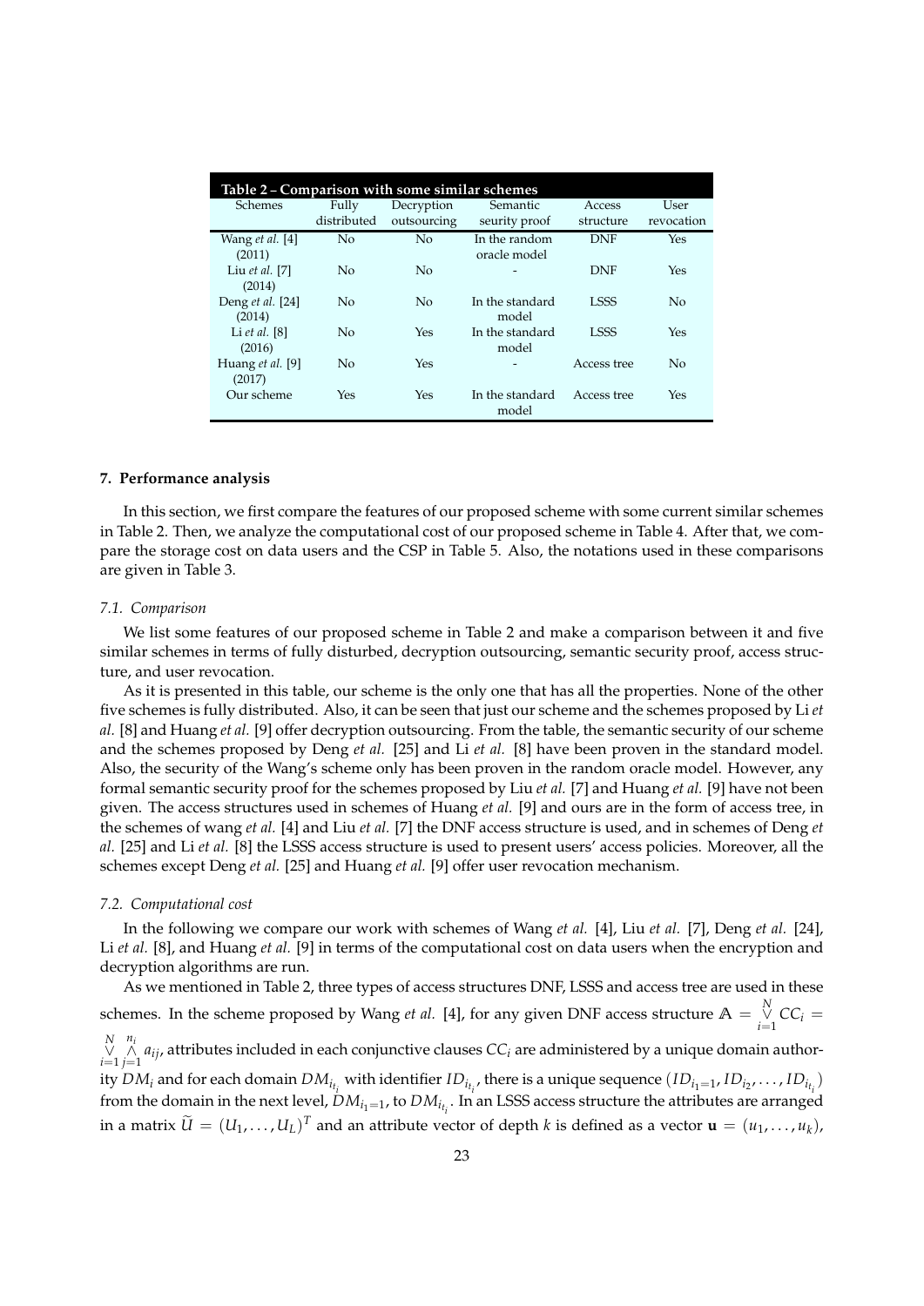**Table 2 – Comparison with some similar schemes**

| Schemes | Fully distributed | Decryption outsourcing | Semantic seurity proof | Access structure | User revocation |
|---|---|---|---|---|---|
| Wang *et al.* [4] (2011) | No | No | In the random oracle model | DNF | Yes |
| Liu *et al.* [7] (2014) | No | No | - | DNF | Yes |
| Deng *et al.* [24] (2014) | No | No | In the standard model | LSSS | No |
| Li *et al.* [8] (2016) | No | Yes | In the standard model | LSSS | Yes |
| Huang *et al.* [9] (2017) | No | Yes | - | Access tree | No |
| Our scheme | Yes | Yes | In the standard model | Access tree | Yes |

### 7. Performance analysis

In this section, we first compare the features of our proposed scheme with some current similar schemes in Table 2. Then, we analyze the computational cost of our proposed scheme in Table 4. After that, we compare the storage cost on data users and the CSP in Table 5. Also, the notations used in these comparisons are given in Table 3.

#### *7.1. Comparison*

We list some features of our proposed scheme in Table 2 and make a comparison between it and five similar schemes in terms of fully disturbed, decryption outsourcing, semantic security proof, access structure, and user revocation.

As it is presented in this table, our scheme is the only one that has all the properties. None of the other five schemes is fully distributed. Also, it can be seen that just our scheme and the schemes proposed by Li *et al.* [8] and Huang *et al.* [9] offer decryption outsourcing. From the table, the semantic security of our scheme and the schemes proposed by Deng *et al.* [25] and Li *et al.* [8] have been proven in the standard model. Also, the security of the Wang's scheme only has been proven in the random oracle model. However, any formal semantic security proof for the schemes proposed by Liu *et al.* [7] and Huang *et al.* [9] have not been given. The access structures used in schemes of Huang *et al.* [9] and ours are in the form of access tree, in the schemes of wang *et al.* [4] and Liu *et al.* [7] the DNF access structure is used, and in schemes of Deng *et al.* [25] and Li *et al.* [8] the LSSS access structure is used to present users' access policies. Moreover, all the schemes except Deng *et al.* [25] and Huang *et al.* [9] offer user revocation mechanism.

#### *7.2. Computational cost*

In the following we compare our work with schemes of Wang *et al.* [4], Liu *et al.* [7], Deng *et al.* [24], Li *et al.* [8], and Huang *et al.* [9] in terms of the computational cost on data users when the encryption and decryption algorithms are run.

As we mentioned in Table 2, three types of access structures DNF, LSSS and access tree are used in these schemes. In the scheme proposed by Wang *et al.* [4], for any given DNF access structure $\mathbb{A} = \bigvee_{i=1}^{N} CC_i = \bigvee_{i=1}^{N} \bigwedge_{j=1}^{n_i} a_{ij}$, attributes included in each conjunctive clauses $CC_i$ are administered by a unique domain authority $DM_i$ and for each domain $DM_{i_{t_i}}$ with identifier $ID_{i_{t_i}}$, there is a unique sequence $(ID_{i_1=1}, ID_{i_2}, \ldots, ID_{i_{t_i}})$ from the domain in the next level, $DM_{i_1=1}$, to $DM_{i_{t_i}}$. In an LSSS access structure the attributes are arranged in a matrix $\widetilde{U} = (U_1, \ldots, U_L)^T$ and an attribute vector of depth $k$ is defined as a vector $\mathbf{u} = (u_1, \ldots, u_k)$,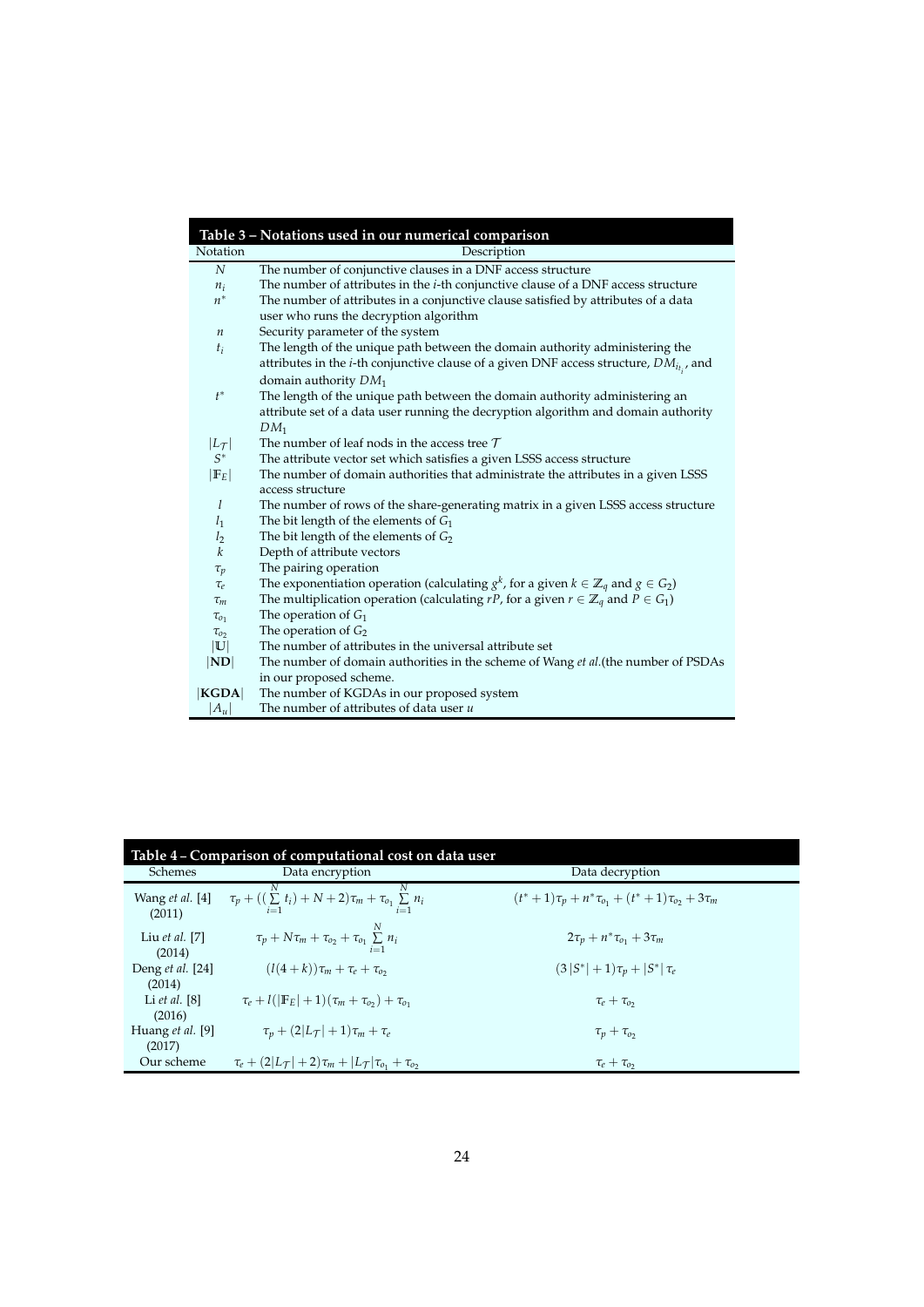**Table 3 – Notations used in our numerical comparison**

| Notation | Description |
|---|---|
| $N$ | The number of conjunctive clauses in a DNF access structure |
| $n_i$ | The number of attributes in the $i$-th conjunctive clause of a DNF access structure |
| $n^*$ | The number of attributes in a conjunctive clause satisfied by attributes of a data user who runs the decryption algorithm |
| $n$ | Security parameter of the system |
| $t_i$ | The length of the unique path between the domain authority administering the attributes in the $i$-th conjunctive clause of a given DNF access structure, $DM_{i i_j}$, and domain authority $DM_1$ |
| $t^*$ | The length of the unique path between the domain authority administering an attribute set of a data user running the decryption algorithm and domain authority $DM_1$ |
| $\lvert L_{\mathcal{T}} \rvert$ | The number of leaf nods in the access tree $\mathcal{T}$ |
| $S^*$ | The attribute vector set which satisfies a given LSSS access structure |
| $\lvert \mathbb{F}_E \rvert$ | The number of domain authorities that administrate the attributes in a given LSSS access structure |
| $l$ | The number of rows of the share-generating matrix in a given LSSS access structure |
| $l_1$ | The bit length of the elements of $G_1$ |
| $l_2$ | The bit length of the elements of $G_2$ |
| $k$ | Depth of attribute vectors |
| $\tau_p$ | The pairing operation |
| $\tau_e$ | The exponentiation operation (calculating $g^k$, for a given $k \in \mathbb{Z}_q$ and $g \in G_2$) |
| $\tau_m$ | The multiplication operation (calculating $rP$, for a given $r \in \mathbb{Z}_q$ and $P \in G_1$) |
| $\tau_{o_1}$ | The operation of $G_1$ |
| $\tau_{o_2}$ | The operation of $G_2$ |
| $\lvert \mathbb{U} \rvert$ | The number of attributes in the universal attribute set |
| $\lvert \mathbf{ND} \rvert$ | The number of domain authorities in the scheme of Wang *et al.*(the number of PSDAs in our proposed scheme. |
| $\lvert \mathbf{KGDA} \rvert$ | The number of KGDAs in our proposed system |
| $\lvert A_u \rvert$ | The number of attributes of data user $u$ |

**Table 4 – Comparison of computational cost on data user**

| Schemes | Data encryption | Data decryption |
|---|---|---|
| Wang *et al.* [4] (2011) | $\tau_p + ((\sum_{i=1}^{N} t_i) + N + 2)\tau_m + \tau_{o_1} \sum_{i=1}^{N} n_i$ | $(t^* + 1)\tau_p + n^* \tau_{o_1} + (t^* + 1)\tau_{o_2} + 3\tau_m$ |
| Liu *et al.* [7] (2014) | $\tau_p + N\tau_m + \tau_{o_2} + \tau_{o_1} \sum_{i=1}^{N} n_i$ | $2\tau_p + n^* \tau_{o_1} + 3\tau_m$ |
| Deng *et al.* [24] (2014) | $(l(4+k))\tau_m + \tau_e + \tau_{o_2}$ | $(3\lvert S^* \rvert + 1)\tau_p + \lvert S^* \rvert \tau_e$ |
| Li *et al.* [8] (2016) | $\tau_e + l(\lvert \mathbb{F}_E \rvert + 1)(\tau_m + \tau_{o_2}) + \tau_{o_1}$ | $\tau_e + \tau_{o_2}$ |
| Huang *et al.* [9] (2017) | $\tau_p + (2\lvert L_{\mathcal{T}} \rvert + 1)\tau_m + \tau_e$ | $\tau_p + \tau_{o_2}$ |
| Our scheme | $\tau_e + (2\lvert L_{\mathcal{T}} \rvert + 2)\tau_m + \lvert L_{\mathcal{T}} \rvert \tau_{o_1} + \tau_{o_2}$ | $\tau_e + \tau_{o_2}$ |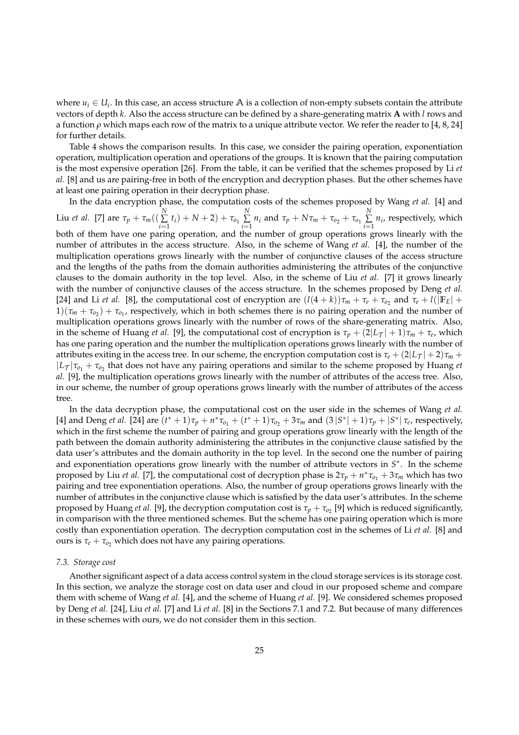where $u_i \in U_i$. In this case, an access structure $\mathbb{A}$ is a collection of non-empty subsets contain the attribute vectors of depth $k$. Also the access structure can be defined by a share-generating matrix $\mathbf{A}$ with $l$ rows and a function $\rho$ which maps each row of the matrix to a unique attribute vector. We refer the reader to [4, 8, 24] for further details.

Table 4 shows the comparison results. In this case, we consider the pairing operation, exponentiation operation, multiplication operation and operations of the groups. It is known that the pairing computation is the most expensive operation [26]. From the table, it can be verified that the schemes proposed by Li *et al.* [8] and us are pairing-free in both of the encryption and decryption phases. But the other schemes have at least one pairing operation in their decryption phase.

In the data encryption phase, the computation costs of the schemes proposed by Wang *et al.* [4] and Liu *et al.* [7] are $\tau_p + \tau_m((\sum_{i=1}^{N} t_i) + N + 2) + \tau_{o_1} \sum_{i=1}^{N} n_i$ and $\tau_p + N\tau_m + \tau_{o_2} + \tau_{o_1} \sum_{i=1}^{N} n_i$, respectively, which both of them have one paring operation, and the number of group operations grows linearly with the number of attributes in the access structure. Also, in the scheme of Wang *et al.* [4], the number of the multiplication operations grows linearly with the number of conjunctive clauses of the access structure and the lengths of the paths from the domain authorities administering the attributes of the conjunctive clauses to the domain authority in the top level. Also, in the scheme of Liu *et al.* [7] it grows linearly with the number of conjunctive clauses of the access structure. In the schemes proposed by Deng *et al.* [24] and Li *et al.* [8], the computational cost of encryption are $(l(4+k))\tau_m + \tau_e + \tau_{o_2}$ and $\tau_e + l(|\mathbb{F}_E| + 1)(\tau_m + \tau_{o_2}) + \tau_{o_1}$, respectively, which in both schemes there is no pairing operation and the number of multiplication operations grows linearly with the number of rows of the share-generating matrix. Also, in the scheme of Huang *et al.* [9], the computational cost of encryption is $\tau_p + (2|L_{\mathcal{T}}| + 1)\tau_m + \tau_e$, which has one paring operation and the number the multiplication operations grows linearly with the number of attributes exiting in the access tree. In our scheme, the encryption computation cost is $\tau_e + (2|L_{\mathcal{T}}| + 2)\tau_m + |L_{\mathcal{T}}|\tau_{o_1} + \tau_{o_2}$ that does not have any pairing operations and similar to the scheme proposed by Huang *et al.* [9], the multiplication operations grows linearly with the number of attributes of the access tree. Also, in our scheme, the number of group operations grows linearly with the number of attributes of the access tree.

In the data decryption phase, the computational cost on the user side in the schemes of Wang *et al.* [4] and Deng *et al.* [24] are $(t^* + 1)\tau_p + n^*\tau_{o_1} + (t^* + 1)\tau_{o_2} + 3\tau_m$ and $(3|S^*| + 1)\tau_p + |S^*|\tau_e$, respectively, which in the first scheme the number of pairing and group operations grow linearly with the length of the path between the domain authority administering the attributes in the conjunctive clause satisfied by the data user's attributes and the domain authority in the top level. In the second one the number of pairing and exponentiation operations grow linearly with the number of attribute vectors in $S^*$. In the scheme proposed by Liu *et al.* [7], the computational cost of decryption phase is $2\tau_p + n^*\tau_{o_1} + 3\tau_m$ which has two pairing and tree exponentiation operations. Also, the number of group operations grows linearly with the number of attributes in the conjunctive clause which is satisfied by the data user's attributes. In the scheme proposed by Huang *et al.* [9], the decryption computation cost is $\tau_p + \tau_{o_2}$ [9] which is reduced significantly, in comparison with the three mentioned schemes. But the scheme has one pairing operation which is more costly than exponentiation operation. The decryption computation cost in the schemes of Li *et al.* [8] and ours is $\tau_e + \tau_{o_2}$ which does not have any pairing operations.

### 7.3. Storage cost

Another significant aspect of a data access control system in the cloud storage services is its storage cost. In this section, we analyze the storage cost on data user and cloud in our proposed scheme and compare them with scheme of Wang *et al.* [4], and the scheme of Huang *et al.* [9]. We considered schemes proposed by Deng *et al.* [24], Liu *et al.* [7] and Li *et al.* [8] in the Sections 7.1 and 7.2. But because of many differences in these schemes with ours, we do not consider them in this section.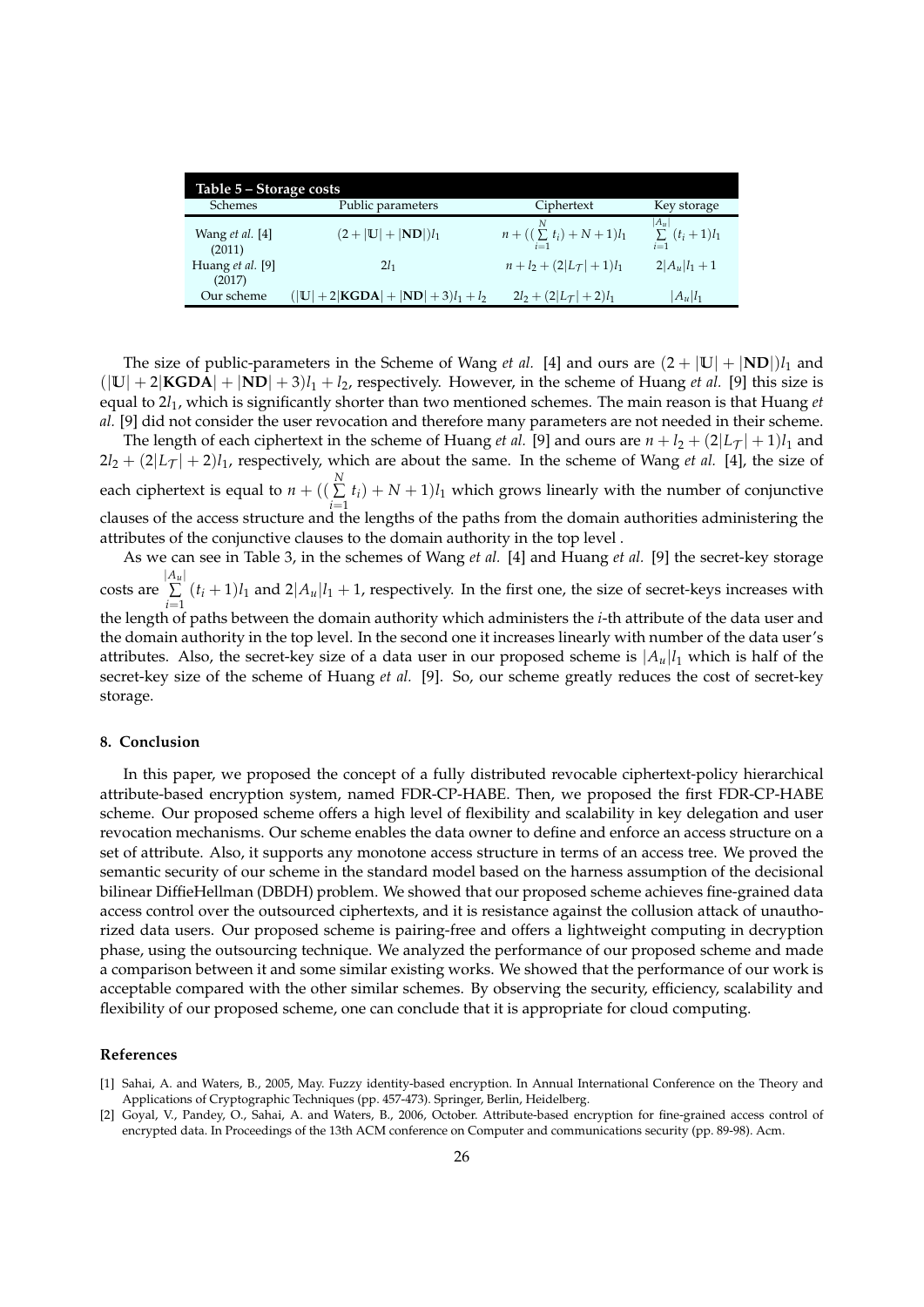**Table 5 – Storage costs**

| Schemes | Public parameters | Ciphertext | Key storage |
|---|---|---|---|
| Wang *et al.* [4] (2011) | $(2+\lvert\mathbb{U}\rvert+\lvert\mathbf{ND}\rvert)l_1$ | $n+((\sum_{i=1}^{N} t_i)+N+1)l_1$ | $\sum_{i=1}^{\lvert A_u\rvert}(t_i+1)l_1$ |
| Huang *et al.* [9] (2017) | $2l_1$ | $n+l_2+(2\lvert L_{\mathcal{T}}\rvert+1)l_1$ | $2\lvert A_u\rvert l_1+1$ |
| Our scheme | $(\lvert\mathbb{U}\rvert+2\lvert\mathbf{KGDA}\rvert+\lvert\mathbf{ND}\rvert+3)l_1+l_2$ | $2l_2+(2\lvert L_{\mathcal{T}}\rvert+2)l_1$ | $\lvert A_u\rvert l_1$ |

The size of public-parameters in the Scheme of Wang *et al.* [4] and ours are $(2+|\mathbb{U}|+|\mathbf{ND}|)l_1$ and $(|\mathbb{U}|+2|\mathbf{KGDA}|+|\mathbf{ND}|+3)l_1+l_2$, respectively. However, in the scheme of Huang *et al.* [9] this size is equal to $2l_1$, which is significantly shorter than two mentioned schemes. The main reason is that Huang *et al.* [9] did not consider the user revocation and therefore many parameters are not needed in their scheme.

The length of each ciphertext in the scheme of Huang *et al.* [9] and ours are $n+l_2+(2|L_{\mathcal{T}}|+1)l_1$ and $2l_2+(2|L_{\mathcal{T}}|+2)l_1$, respectively, which are about the same. In the scheme of Wang *et al.* [4], the size of each ciphertext is equal to $n+((\sum_{i=1}^{N} t_i)+N+1)l_1$ which grows linearly with the number of conjunctive clauses of the access structure and the lengths of the paths from the domain authorities administering the attributes of the conjunctive clauses to the domain authority in the top level .

As we can see in Table 3, in the schemes of Wang *et al.* [4] and Huang *et al.* [9] the secret-key storage costs are $\sum_{i=1}^{|A_u|}(t_i+1)l_1$ and $2|A_u|l_1+1$, respectively. In the first one, the size of secret-keys increases with the length of paths between the domain authority which administers the $i$-th attribute of the data user and the domain authority in the top level. In the second one it increases linearly with number of the data user's attributes. Also, the secret-key size of a data user in our proposed scheme is $|A_u|l_1$ which is half of the secret-key size of the scheme of Huang *et al.* [9]. So, our scheme greatly reduces the cost of secret-key storage.

## 8. Conclusion

In this paper, we proposed the concept of a fully distributed revocable ciphertext-policy hierarchical attribute-based encryption system, named FDR-CP-HABE. Then, we proposed the first FDR-CP-HABE scheme. Our proposed scheme offers a high level of flexibility and scalability in key delegation and user revocation mechanisms. Our scheme enables the data owner to define and enforce an access structure on a set of attribute. Also, it supports any monotone access structure in terms of an access tree. We proved the semantic security of our scheme in the standard model based on the harness assumption of the decisional bilinear DiffieHellman (DBDH) problem. We showed that our proposed scheme achieves fine-grained data access control over the outsourced ciphertexts, and it is resistance against the collusion attack of unauthorized data users. Our proposed scheme is pairing-free and offers a lightweight computing in decryption phase, using the outsourcing technique. We analyzed the performance of our proposed scheme and made a comparison between it and some similar existing works. We showed that the performance of our work is acceptable compared with the other similar schemes. By observing the security, efficiency, scalability and flexibility of our proposed scheme, one can conclude that it is appropriate for cloud computing.

## References

[1] Sahai, A. and Waters, B., 2005, May. Fuzzy identity-based encryption. In Annual International Conference on the Theory and Applications of Cryptographic Techniques (pp. 457-473). Springer, Berlin, Heidelberg.

[2] Goyal, V., Pandey, O., Sahai, A. and Waters, B., 2006, October. Attribute-based encryption for fine-grained access control of encrypted data. In Proceedings of the 13th ACM conference on Computer and communications security (pp. 89-98). Acm.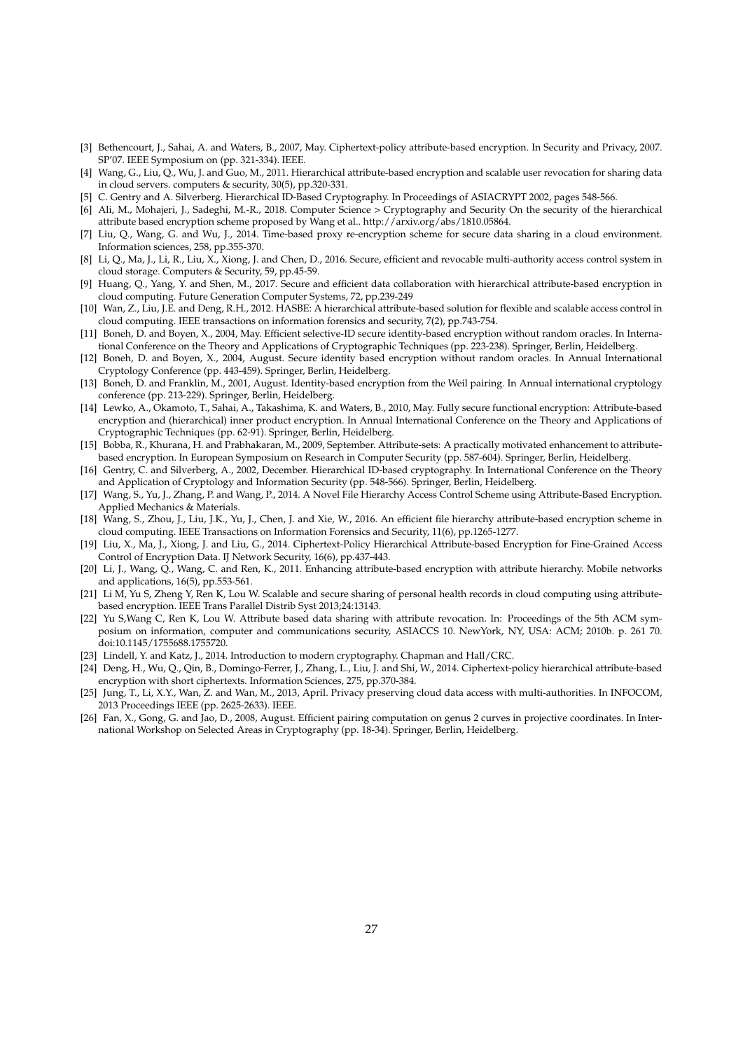[3] Bethencourt, J., Sahai, A. and Waters, B., 2007, May. Ciphertext-policy attribute-based encryption. In Security and Privacy, 2007. SP'07. IEEE Symposium on (pp. 321-334). IEEE.

[4] Wang, G., Liu, Q., Wu, J. and Guo, M., 2011. Hierarchical attribute-based encryption and scalable user revocation for sharing data in cloud servers. computers & security, 30(5), pp.320-331.

[5] C. Gentry and A. Silverberg. Hierarchical ID-Based Cryptography. In Proceedings of ASIACRYPT 2002, pages 548-566.

[6] Ali, M., Mohajeri, J., Sadeghi, M.-R., 2018. Computer Science > Cryptography and Security On the security of the hierarchical attribute based encryption scheme proposed by Wang et al.. http://arxiv.org/abs/1810.05864.

[7] Liu, Q., Wang, G. and Wu, J., 2014. Time-based proxy re-encryption scheme for secure data sharing in a cloud environment. Information sciences, 258, pp.355-370.

[8] Li, Q., Ma, J., Li, R., Liu, X., Xiong, J. and Chen, D., 2016. Secure, efficient and revocable multi-authority access control system in cloud storage. Computers & Security, 59, pp.45-59.

[9] Huang, Q., Yang, Y. and Shen, M., 2017. Secure and efficient data collaboration with hierarchical attribute-based encryption in cloud computing. Future Generation Computer Systems, 72, pp.239-249

[10] Wan, Z., Liu, J.E. and Deng, R.H., 2012. HASBE: A hierarchical attribute-based solution for flexible and scalable access control in cloud computing. IEEE transactions on information forensics and security, 7(2), pp.743-754.

[11] Boneh, D. and Boyen, X., 2004, May. Efficient selective-ID secure identity-based encryption without random oracles. In International Conference on the Theory and Applications of Cryptographic Techniques (pp. 223-238). Springer, Berlin, Heidelberg.

[12] Boneh, D. and Boyen, X., 2004, August. Secure identity based encryption without random oracles. In Annual International Cryptology Conference (pp. 443-459). Springer, Berlin, Heidelberg.

[13] Boneh, D. and Franklin, M., 2001, August. Identity-based encryption from the Weil pairing. In Annual international cryptology conference (pp. 213-229). Springer, Berlin, Heidelberg.

[14] Lewko, A., Okamoto, T., Sahai, A., Takashima, K. and Waters, B., 2010, May. Fully secure functional encryption: Attribute-based encryption and (hierarchical) inner product encryption. In Annual International Conference on the Theory and Applications of Cryptographic Techniques (pp. 62-91). Springer, Berlin, Heidelberg.

[15] Bobba, R., Khurana, H. and Prabhakaran, M., 2009, September. Attribute-sets: A practically motivated enhancement to attribute-based encryption. In European Symposium on Research in Computer Security (pp. 587-604). Springer, Berlin, Heidelberg.

[16] Gentry, C. and Silverberg, A., 2002, December. Hierarchical ID-based cryptography. In International Conference on the Theory and Application of Cryptology and Information Security (pp. 548-566). Springer, Berlin, Heidelberg.

[17] Wang, S., Yu, J., Zhang, P. and Wang, P., 2014. A Novel File Hierarchy Access Control Scheme using Attribute-Based Encryption. Applied Mechanics & Materials.

[18] Wang, S., Zhou, J., Liu, J.K., Yu, J., Chen, J. and Xie, W., 2016. An efficient file hierarchy attribute-based encryption scheme in cloud computing. IEEE Transactions on Information Forensics and Security, 11(6), pp.1265-1277.

[19] Liu, X., Ma, J., Xiong, J. and Liu, G., 2014. Ciphertext-Policy Hierarchical Attribute-based Encryption for Fine-Grained Access Control of Encryption Data. IJ Network Security, 16(6), pp.437-443.

[20] Li, J., Wang, Q., Wang, C. and Ren, K., 2011. Enhancing attribute-based encryption with attribute hierarchy. Mobile networks and applications, 16(5), pp.553-561.

[21] Li M, Yu S, Zheng Y, Ren K, Lou W. Scalable and secure sharing of personal health records in cloud computing using attribute-based encryption. IEEE Trans Parallel Distrib Syst 2013;24:13143.

[22] Yu S,Wang C, Ren K, Lou W. Attribute based data sharing with attribute revocation. In: Proceedings of the 5th ACM symposium on information, computer and communications security, ASIACCS 10. NewYork, NY, USA: ACM; 2010b. p. 261 70. doi:10.1145/1755688.1755720.

[23] Lindell, Y. and Katz, J., 2014. Introduction to modern cryptography. Chapman and Hall/CRC.

[24] Deng, H., Wu, Q., Qin, B., Domingo-Ferrer, J., Zhang, L., Liu, J. and Shi, W., 2014. Ciphertext-policy hierarchical attribute-based encryption with short ciphertexts. Information Sciences, 275, pp.370-384.

[25] Jung, T., Li, X.Y., Wan, Z. and Wan, M., 2013, April. Privacy preserving cloud data access with multi-authorities. In INFOCOM, 2013 Proceedings IEEE (pp. 2625-2633). IEEE.

[26] Fan, X., Gong, G. and Jao, D., 2008, August. Efficient pairing computation on genus 2 curves in projective coordinates. In International Workshop on Selected Areas in Cryptography (pp. 18-34). Springer, Berlin, Heidelberg.